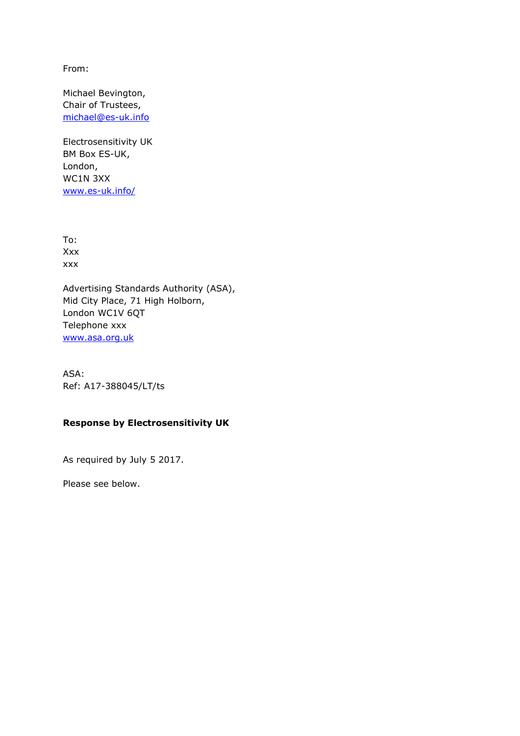From:

Michael Bevington,
Chair of Trustees,
michael@es-uk.info

Electrosensitivity UK
BM Box ES-UK,
London,
WC1N 3XX
www.es-uk.info/

To:
Xxx
xxx

Advertising Standards Authority (ASA),
Mid City Place, 71 High Holborn,
London WC1V 6QT
Telephone xxx
www.asa.org.uk

ASA:
Ref: A17-388045/LT/ts

**Response by Electrosensitivity UK**

As required by July 5 2017.

Please see below.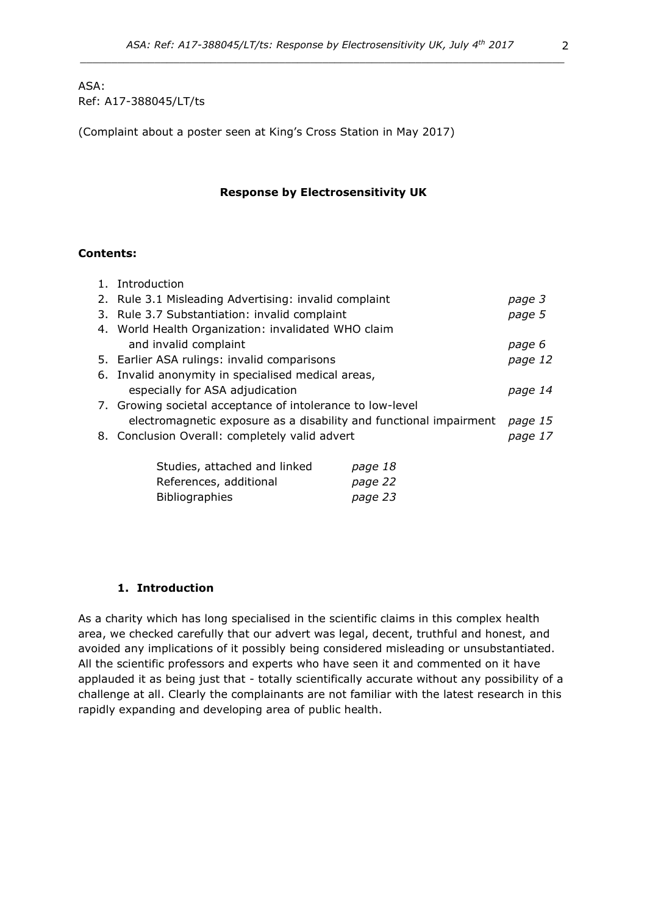ASA:
Ref: A17-388045/LT/ts

(Complaint about a poster seen at King's Cross Station in May 2017)

**Response by Electrosensitivity UK**

**Contents:**

1. Introduction
2. Rule 3.1 Misleading Advertising: invalid complaint — *page 3*
3. Rule 3.7 Substantiation: invalid complaint — *page 5*
4. World Health Organization: invalidated WHO claim and invalid complaint — *page 6*
5. Earlier ASA rulings: invalid comparisons — *page 12*
6. Invalid anonymity in specialised medical areas, especially for ASA adjudication — *page 14*
7. Growing societal acceptance of intolerance to low-level electromagnetic exposure as a disability and functional impairment — *page 15*
8. Conclusion Overall: completely valid advert — *page 17*

| | |
|---|---|
| Studies, attached and linked | *page 18* |
| References, additional | *page 22* |
| Bibliographies | *page 23* |

## 1. Introduction

As a charity which has long specialised in the scientific claims in this complex health area, we checked carefully that our advert was legal, decent, truthful and honest, and avoided any implications of it possibly being considered misleading or unsubstantiated. All the scientific professors and experts who have seen it and commented on it have applauded it as being just that - totally scientifically accurate without any possibility of a challenge at all. Clearly the complainants are not familiar with the latest research in this rapidly expanding and developing area of public health.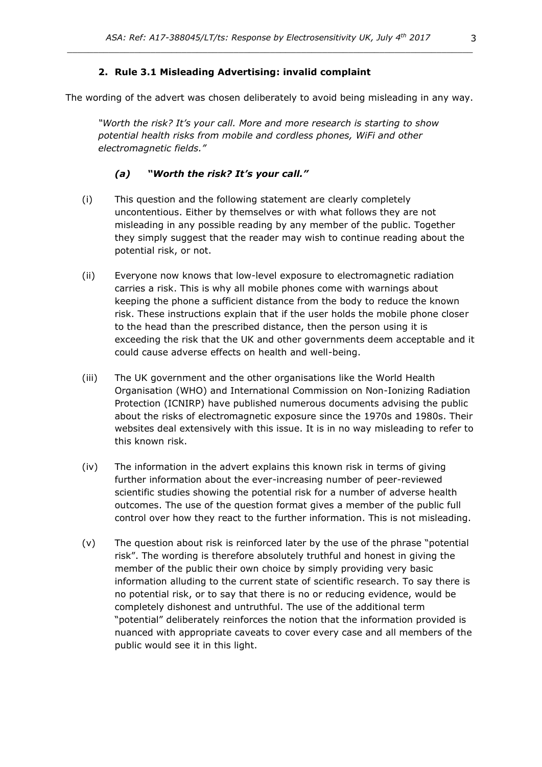## 2. Rule 3.1 Misleading Advertising: invalid complaint

The wording of the advert was chosen deliberately to avoid being misleading in any way.

> *"Worth the risk? It's your call. More and more research is starting to show potential health risks from mobile and cordless phones, WiFi and other electromagnetic fields."*

### *(a) "Worth the risk? It's your call."*

(i) This question and the following statement are clearly completely uncontentious. Either by themselves or with what follows they are not misleading in any possible reading by any member of the public. Together they simply suggest that the reader may wish to continue reading about the potential risk, or not.

(ii) Everyone now knows that low-level exposure to electromagnetic radiation carries a risk. This is why all mobile phones come with warnings about keeping the phone a sufficient distance from the body to reduce the known risk. These instructions explain that if the user holds the mobile phone closer to the head than the prescribed distance, then the person using it is exceeding the risk that the UK and other governments deem acceptable and it could cause adverse effects on health and well-being.

(iii) The UK government and the other organisations like the World Health Organisation (WHO) and International Commission on Non-Ionizing Radiation Protection (ICNIRP) have published numerous documents advising the public about the risks of electromagnetic exposure since the 1970s and 1980s. Their websites deal extensively with this issue. It is in no way misleading to refer to this known risk.

(iv) The information in the advert explains this known risk in terms of giving further information about the ever-increasing number of peer-reviewed scientific studies showing the potential risk for a number of adverse health outcomes. The use of the question format gives a member of the public full control over how they react to the further information. This is not misleading.

(v) The question about risk is reinforced later by the use of the phrase "potential risk". The wording is therefore absolutely truthful and honest in giving the member of the public their own choice by simply providing very basic information alluding to the current state of scientific research. To say there is no potential risk, or to say that there is no or reducing evidence, would be completely dishonest and untruthful. The use of the additional term "potential" deliberately reinforces the notion that the information provided is nuanced with appropriate caveats to cover every case and all members of the public would see it in this light.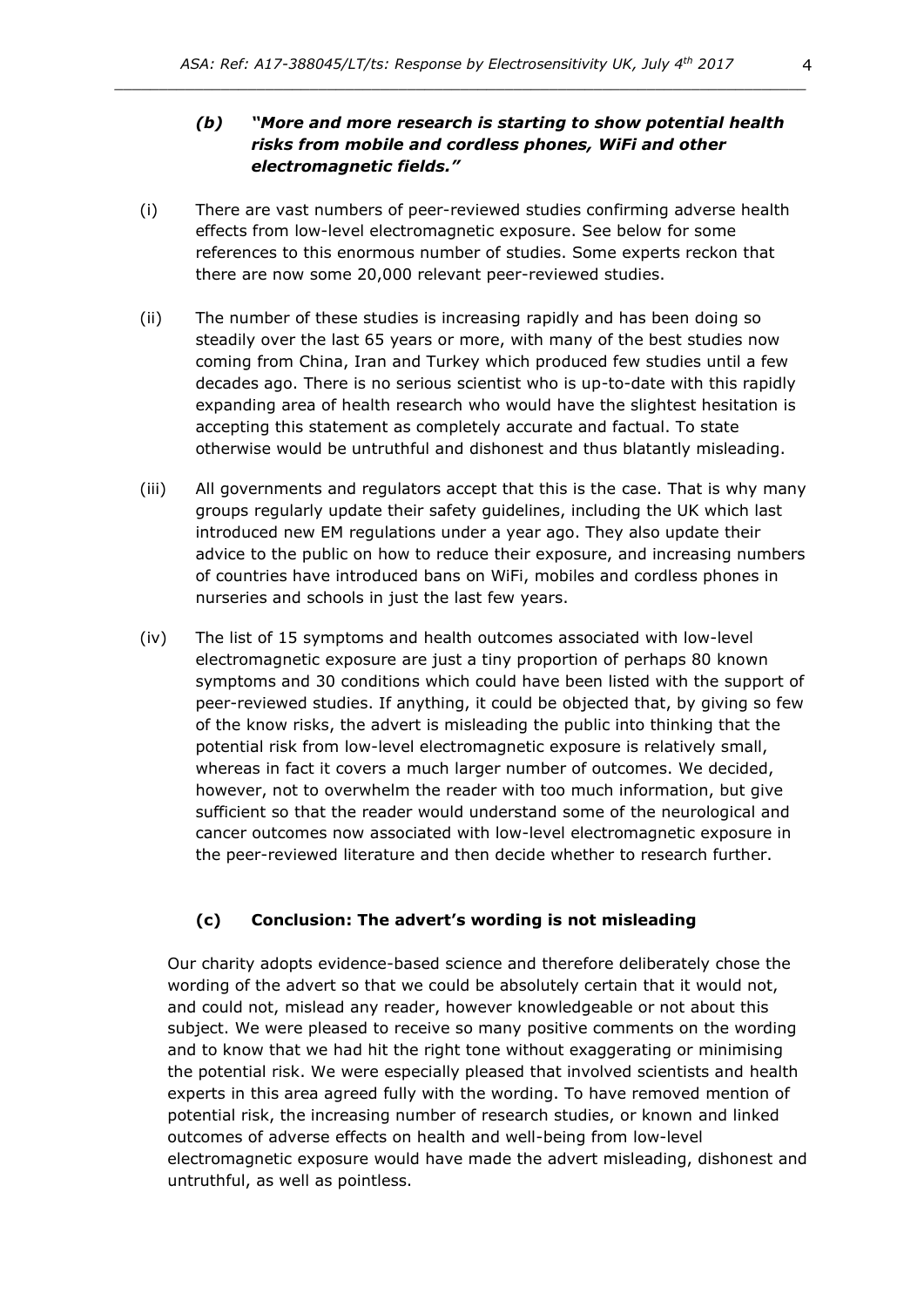### *(b) "More and more research is starting to show potential health risks from mobile and cordless phones, WiFi and other electromagnetic fields."*

(i) There are vast numbers of peer-reviewed studies confirming adverse health effects from low-level electromagnetic exposure. See below for some references to this enormous number of studies. Some experts reckon that there are now some 20,000 relevant peer-reviewed studies.

(ii) The number of these studies is increasing rapidly and has been doing so steadily over the last 65 years or more, with many of the best studies now coming from China, Iran and Turkey which produced few studies until a few decades ago. There is no serious scientist who is up-to-date with this rapidly expanding area of health research who would have the slightest hesitation is accepting this statement as completely accurate and factual. To state otherwise would be untruthful and dishonest and thus blatantly misleading.

(iii) All governments and regulators accept that this is the case. That is why many groups regularly update their safety guidelines, including the UK which last introduced new EM regulations under a year ago. They also update their advice to the public on how to reduce their exposure, and increasing numbers of countries have introduced bans on WiFi, mobiles and cordless phones in nurseries and schools in just the last few years.

(iv) The list of 15 symptoms and health outcomes associated with low-level electromagnetic exposure are just a tiny proportion of perhaps 80 known symptoms and 30 conditions which could have been listed with the support of peer-reviewed studies. If anything, it could be objected that, by giving so few of the know risks, the advert is misleading the public into thinking that the potential risk from low-level electromagnetic exposure is relatively small, whereas in fact it covers a much larger number of outcomes. We decided, however, not to overwhelm the reader with too much information, but give sufficient so that the reader would understand some of the neurological and cancer outcomes now associated with low-level electromagnetic exposure in the peer-reviewed literature and then decide whether to research further.

### (c) Conclusion: The advert's wording is not misleading

Our charity adopts evidence-based science and therefore deliberately chose the wording of the advert so that we could be absolutely certain that it would not, and could not, mislead any reader, however knowledgeable or not about this subject. We were pleased to receive so many positive comments on the wording and to know that we had hit the right tone without exaggerating or minimising the potential risk. We were especially pleased that involved scientists and health experts in this area agreed fully with the wording. To have removed mention of potential risk, the increasing number of research studies, or known and linked outcomes of adverse effects on health and well-being from low-level electromagnetic exposure would have made the advert misleading, dishonest and untruthful, as well as pointless.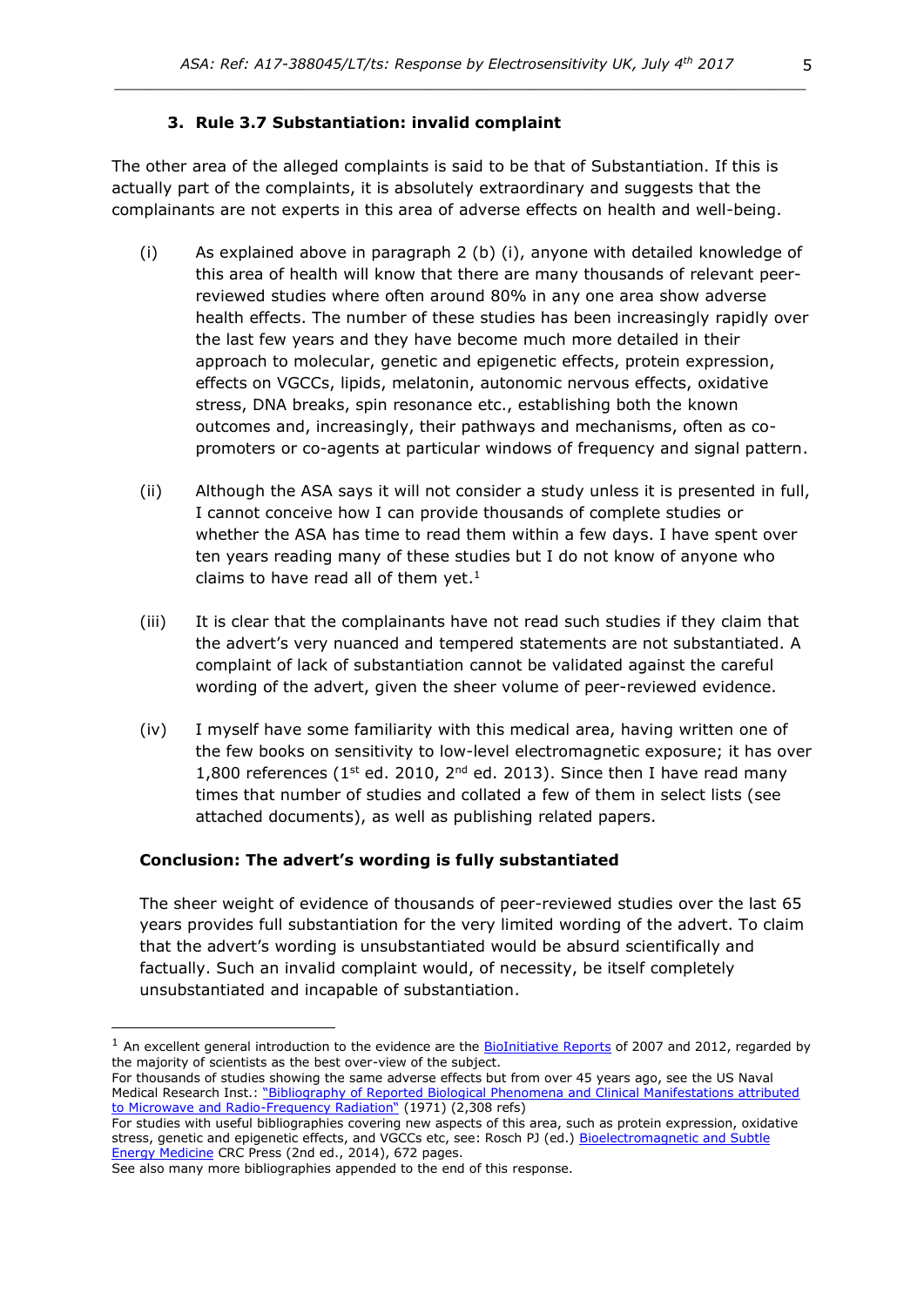### 3. Rule 3.7 Substantiation: invalid complaint

The other area of the alleged complaints is said to be that of Substantiation. If this is actually part of the complaints, it is absolutely extraordinary and suggests that the complainants are not experts in this area of adverse effects on health and well-being.

(i) As explained above in paragraph 2 (b) (i), anyone with detailed knowledge of this area of health will know that there are many thousands of relevant peer-reviewed studies where often around 80% in any one area show adverse health effects. The number of these studies has been increasingly rapidly over the last few years and they have become much more detailed in their approach to molecular, genetic and epigenetic effects, protein expression, effects on VGCCs, lipids, melatonin, autonomic nervous effects, oxidative stress, DNA breaks, spin resonance etc., establishing both the known outcomes and, increasingly, their pathways and mechanisms, often as co-promoters or co-agents at particular windows of frequency and signal pattern.

(ii) Although the ASA says it will not consider a study unless it is presented in full, I cannot conceive how I can provide thousands of complete studies or whether the ASA has time to read them within a few days. I have spent over ten years reading many of these studies but I do not know of anyone who claims to have read all of them yet.[1]

(iii) It is clear that the complainants have not read such studies if they claim that the advert's very nuanced and tempered statements are not substantiated. A complaint of lack of substantiation cannot be validated against the careful wording of the advert, given the sheer volume of peer-reviewed evidence.

(iv) I myself have some familiarity with this medical area, having written one of the few books on sensitivity to low-level electromagnetic exposure; it has over 1,800 references (1st ed. 2010, 2nd ed. 2013). Since then I have read many times that number of studies and collated a few of them in select lists (see attached documents), as well as publishing related papers.

**Conclusion: The advert's wording is fully substantiated**

The sheer weight of evidence of thousands of peer-reviewed studies over the last 65 years provides full substantiation for the very limited wording of the advert. To claim that the advert's wording is unsubstantiated would be absurd scientifically and factually. Such an invalid complaint would, of necessity, be itself completely unsubstantiated and incapable of substantiation.

---

[1] An excellent general introduction to the evidence are the BioInitiative Reports of 2007 and 2012, regarded by the majority of scientists as the best over-view of the subject.
For thousands of studies showing the same adverse effects but from over 45 years ago, see the US Naval Medical Research Inst.: "Bibliography of Reported Biological Phenomena and Clinical Manifestations attributed to Microwave and Radio-Frequency Radiation" (1971) (2,308 refs)
For studies with useful bibliographies covering new aspects of this area, such as protein expression, oxidative stress, genetic and epigenetic effects, and VGCCs etc, see: Rosch PJ (ed.) Bioelectromagnetic and Subtle Energy Medicine CRC Press (2nd ed., 2014), 672 pages.
See also many more bibliographies appended to the end of this response.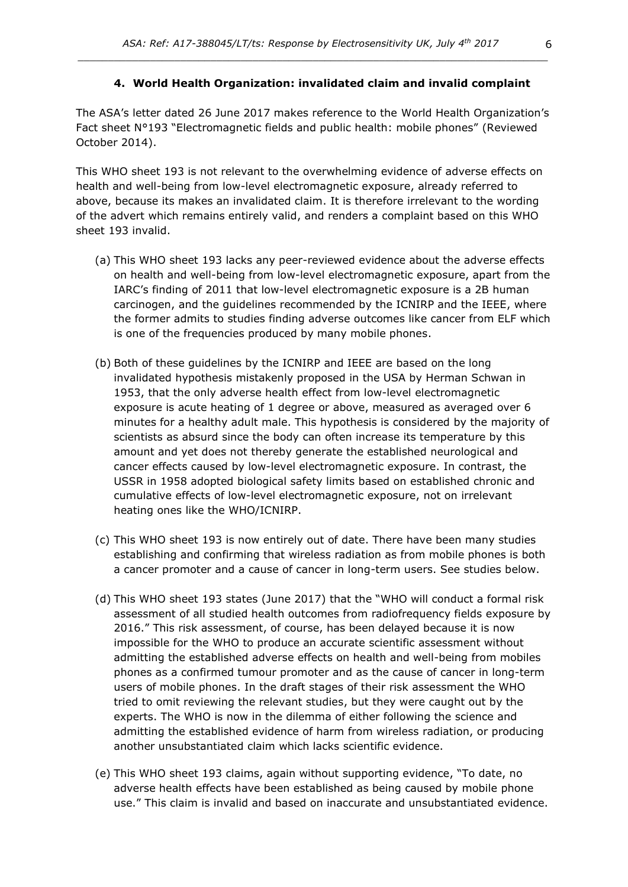### 4. World Health Organization: invalidated claim and invalid complaint

The ASA's letter dated 26 June 2017 makes reference to the World Health Organization's Fact sheet N°193 "Electromagnetic fields and public health: mobile phones" (Reviewed October 2014).

This WHO sheet 193 is not relevant to the overwhelming evidence of adverse effects on health and well-being from low-level electromagnetic exposure, already referred to above, because its makes an invalidated claim. It is therefore irrelevant to the wording of the advert which remains entirely valid, and renders a complaint based on this WHO sheet 193 invalid.

(a) This WHO sheet 193 lacks any peer-reviewed evidence about the adverse effects on health and well-being from low-level electromagnetic exposure, apart from the IARC's finding of 2011 that low-level electromagnetic exposure is a 2B human carcinogen, and the guidelines recommended by the ICNIRP and the IEEE, where the former admits to studies finding adverse outcomes like cancer from ELF which is one of the frequencies produced by many mobile phones.

(b) Both of these guidelines by the ICNIRP and IEEE are based on the long invalidated hypothesis mistakenly proposed in the USA by Herman Schwan in 1953, that the only adverse health effect from low-level electromagnetic exposure is acute heating of 1 degree or above, measured as averaged over 6 minutes for a healthy adult male. This hypothesis is considered by the majority of scientists as absurd since the body can often increase its temperature by this amount and yet does not thereby generate the established neurological and cancer effects caused by low-level electromagnetic exposure. In contrast, the USSR in 1958 adopted biological safety limits based on established chronic and cumulative effects of low-level electromagnetic exposure, not on irrelevant heating ones like the WHO/ICNIRP.

(c) This WHO sheet 193 is now entirely out of date. There have been many studies establishing and confirming that wireless radiation as from mobile phones is both a cancer promoter and a cause of cancer in long-term users. See studies below.

(d) This WHO sheet 193 states (June 2017) that the "WHO will conduct a formal risk assessment of all studied health outcomes from radiofrequency fields exposure by 2016." This risk assessment, of course, has been delayed because it is now impossible for the WHO to produce an accurate scientific assessment without admitting the established adverse effects on health and well-being from mobiles phones as a confirmed tumour promoter and as the cause of cancer in long-term users of mobile phones. In the draft stages of their risk assessment the WHO tried to omit reviewing the relevant studies, but they were caught out by the experts. The WHO is now in the dilemma of either following the science and admitting the established evidence of harm from wireless radiation, or producing another unsubstantiated claim which lacks scientific evidence.

(e) This WHO sheet 193 claims, again without supporting evidence, "To date, no adverse health effects have been established as being caused by mobile phone use." This claim is invalid and based on inaccurate and unsubstantiated evidence.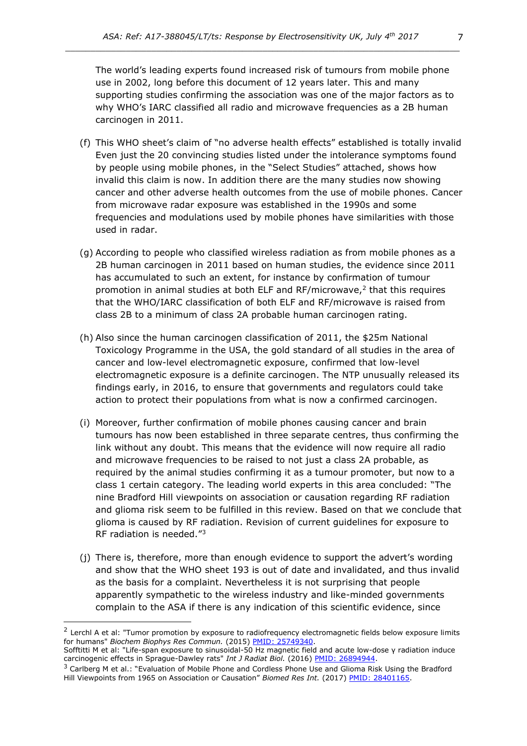The world's leading experts found increased risk of tumours from mobile phone use in 2002, long before this document of 12 years later. This and many supporting studies confirming the association was one of the major factors as to why WHO's IARC classified all radio and microwave frequencies as a 2B human carcinogen in 2011.

(f) This WHO sheet's claim of "no adverse health effects" established is totally invalid Even just the 20 convincing studies listed under the intolerance symptoms found by people using mobile phones, in the "Select Studies" attached, shows how invalid this claim is now. In addition there are the many studies now showing cancer and other adverse health outcomes from the use of mobile phones. Cancer from microwave radar exposure was established in the 1990s and some frequencies and modulations used by mobile phones have similarities with those used in radar.

(g) According to people who classified wireless radiation as from mobile phones as a 2B human carcinogen in 2011 based on human studies, the evidence since 2011 has accumulated to such an extent, for instance by confirmation of tumour promotion in animal studies at both ELF and RF/microwave,[2] that this requires that the WHO/IARC classification of both ELF and RF/microwave is raised from class 2B to a minimum of class 2A probable human carcinogen rating.

(h) Also since the human carcinogen classification of 2011, the $25m National Toxicology Programme in the USA, the gold standard of all studies in the area of cancer and low-level electromagnetic exposure, confirmed that low-level electromagnetic exposure is a definite carcinogen. The NTP unusually released its findings early, in 2016, to ensure that governments and regulators could take action to protect their populations from what is now a confirmed carcinogen.

(i) Moreover, further confirmation of mobile phones causing cancer and brain tumours has now been established in three separate centres, thus confirming the link without any doubt. This means that the evidence will now require all radio and microwave frequencies to be raised to not just a class 2A probable, as required by the animal studies confirming it as a tumour promoter, but now to a class 1 certain category. The leading world experts in this area concluded: "The nine Bradford Hill viewpoints on association or causation regarding RF radiation and glioma risk seem to be fulfilled in this review. Based on that we conclude that glioma is caused by RF radiation. Revision of current guidelines for exposure to RF radiation is needed."[3]

(j) There is, therefore, more than enough evidence to support the advert's wording and show that the WHO sheet 193 is out of date and invalidated, and thus invalid as the basis for a complaint. Nevertheless it is not surprising that people apparently sympathetic to the wireless industry and like-minded governments complain to the ASA if there is any indication of this scientific evidence, since

---

[2] Lerchl A et al: "Tumor promotion by exposure to radiofrequency electromagnetic fields below exposure limits for humans" *Biochem Biophys Res Commun.* (2015) PMID: 25749340.
Sofftitti M et al: "Life-span exposure to sinusoidal-50 Hz magnetic field and acute low-dose γ radiation induce carcinogenic effects in Sprague-Dawley rats" *Int J Radiat Biol.* (2016) PMID: 26894944.

[3] Carlberg M et al.: "Evaluation of Mobile Phone and Cordless Phone Use and Glioma Risk Using the Bradford Hill Viewpoints from 1965 on Association or Causation" *Biomed Res Int.* (2017) PMID: 28401165.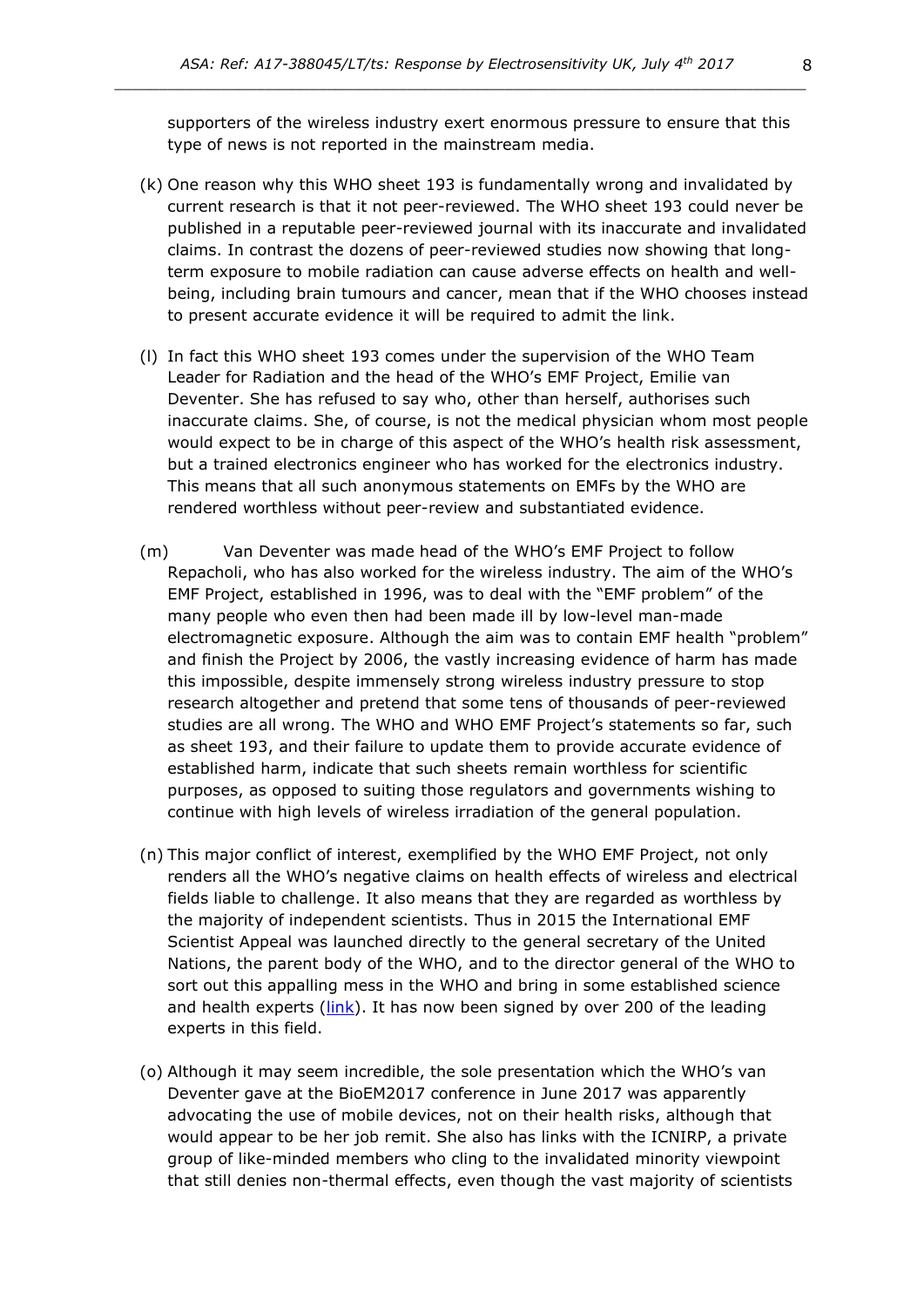supporters of the wireless industry exert enormous pressure to ensure that this type of news is not reported in the mainstream media.

(k) One reason why this WHO sheet 193 is fundamentally wrong and invalidated by current research is that it not peer-reviewed. The WHO sheet 193 could never be published in a reputable peer-reviewed journal with its inaccurate and invalidated claims. In contrast the dozens of peer-reviewed studies now showing that long-term exposure to mobile radiation can cause adverse effects on health and well-being, including brain tumours and cancer, mean that if the WHO chooses instead to present accurate evidence it will be required to admit the link.

(l) In fact this WHO sheet 193 comes under the supervision of the WHO Team Leader for Radiation and the head of the WHO's EMF Project, Emilie van Deventer. She has refused to say who, other than herself, authorises such inaccurate claims. She, of course, is not the medical physician whom most people would expect to be in charge of this aspect of the WHO's health risk assessment, but a trained electronics engineer who has worked for the electronics industry. This means that all such anonymous statements on EMFs by the WHO are rendered worthless without peer-review and substantiated evidence.

(m) Van Deventer was made head of the WHO's EMF Project to follow Repacholi, who has also worked for the wireless industry. The aim of the WHO's EMF Project, established in 1996, was to deal with the "EMF problem" of the many people who even then had been made ill by low-level man-made electromagnetic exposure. Although the aim was to contain EMF health "problem" and finish the Project by 2006, the vastly increasing evidence of harm has made this impossible, despite immensely strong wireless industry pressure to stop research altogether and pretend that some tens of thousands of peer-reviewed studies are all wrong. The WHO and WHO EMF Project's statements so far, such as sheet 193, and their failure to update them to provide accurate evidence of established harm, indicate that such sheets remain worthless for scientific purposes, as opposed to suiting those regulators and governments wishing to continue with high levels of wireless irradiation of the general population.

(n) This major conflict of interest, exemplified by the WHO EMF Project, not only renders all the WHO's negative claims on health effects of wireless and electrical fields liable to challenge. It also means that they are regarded as worthless by the majority of independent scientists. Thus in 2015 the International EMF Scientist Appeal was launched directly to the general secretary of the United Nations, the parent body of the WHO, and to the director general of the WHO to sort out this appalling mess in the WHO and bring in some established science and health experts (link). It has now been signed by over 200 of the leading experts in this field.

(o) Although it may seem incredible, the sole presentation which the WHO's van Deventer gave at the BioEM2017 conference in June 2017 was apparently advocating the use of mobile devices, not on their health risks, although that would appear to be her job remit. She also has links with the ICNIRP, a private group of like-minded members who cling to the invalidated minority viewpoint that still denies non-thermal effects, even though the vast majority of scientists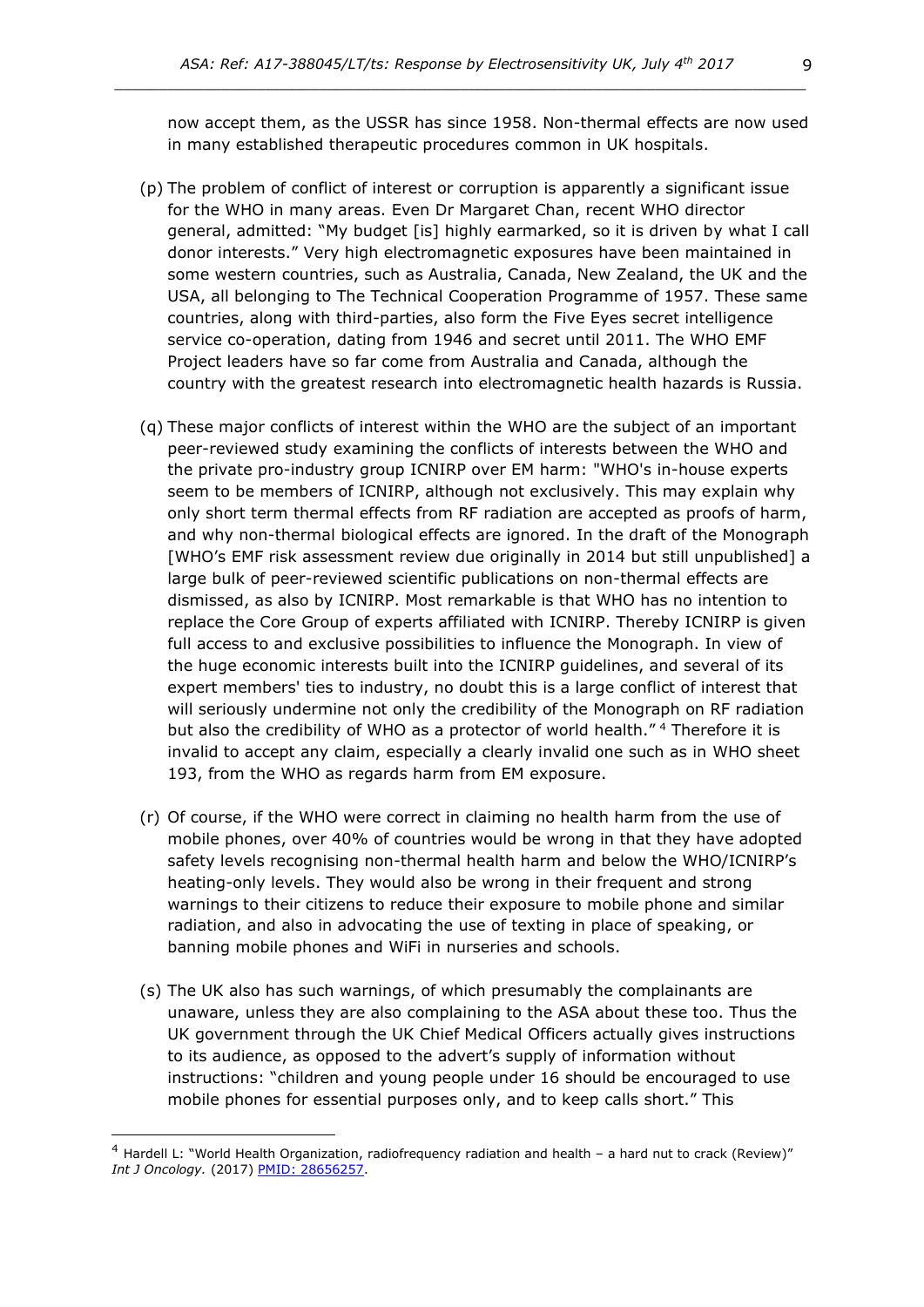now accept them, as the USSR has since 1958. Non-thermal effects are now used in many established therapeutic procedures common in UK hospitals.

(p) The problem of conflict of interest or corruption is apparently a significant issue for the WHO in many areas. Even Dr Margaret Chan, recent WHO director general, admitted: "My budget [is] highly earmarked, so it is driven by what I call donor interests." Very high electromagnetic exposures have been maintained in some western countries, such as Australia, Canada, New Zealand, the UK and the USA, all belonging to The Technical Cooperation Programme of 1957. These same countries, along with third-parties, also form the Five Eyes secret intelligence service co-operation, dating from 1946 and secret until 2011. The WHO EMF Project leaders have so far come from Australia and Canada, although the country with the greatest research into electromagnetic health hazards is Russia.

(q) These major conflicts of interest within the WHO are the subject of an important peer-reviewed study examining the conflicts of interests between the WHO and the private pro-industry group ICNIRP over EM harm: "WHO's in-house experts seem to be members of ICNIRP, although not exclusively. This may explain why only short term thermal effects from RF radiation are accepted as proofs of harm, and why non-thermal biological effects are ignored. In the draft of the Monograph [WHO's EMF risk assessment review due originally in 2014 but still unpublished] a large bulk of peer-reviewed scientific publications on non-thermal effects are dismissed, as also by ICNIRP. Most remarkable is that WHO has no intention to replace the Core Group of experts affiliated with ICNIRP. Thereby ICNIRP is given full access to and exclusive possibilities to influence the Monograph. In view of the huge economic interests built into the ICNIRP guidelines, and several of its expert members' ties to industry, no doubt this is a large conflict of interest that will seriously undermine not only the credibility of the Monograph on RF radiation but also the credibility of WHO as a protector of world health." [4] Therefore it is invalid to accept any claim, especially a clearly invalid one such as in WHO sheet 193, from the WHO as regards harm from EM exposure.

(r) Of course, if the WHO were correct in claiming no health harm from the use of mobile phones, over 40% of countries would be wrong in that they have adopted safety levels recognising non-thermal health harm and below the WHO/ICNIRP's heating-only levels. They would also be wrong in their frequent and strong warnings to their citizens to reduce their exposure to mobile phone and similar radiation, and also in advocating the use of texting in place of speaking, or banning mobile phones and WiFi in nurseries and schools.

(s) The UK also has such warnings, of which presumably the complainants are unaware, unless they are also complaining to the ASA about these too. Thus the UK government through the UK Chief Medical Officers actually gives instructions to its audience, as opposed to the advert's supply of information without instructions: "children and young people under 16 should be encouraged to use mobile phones for essential purposes only, and to keep calls short." This

[4] Hardell L: "World Health Organization, radiofrequency radiation and health – a hard nut to crack (Review)" *Int J Oncology.* (2017) PMID: 28656257.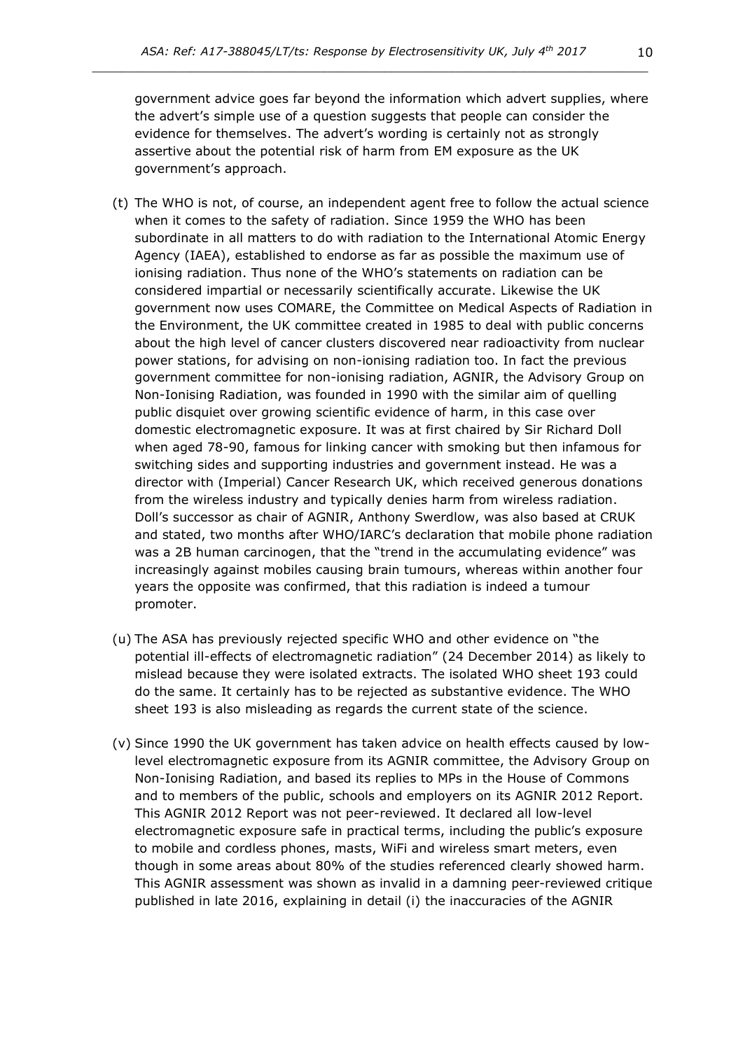government advice goes far beyond the information which advert supplies, where the advert's simple use of a question suggests that people can consider the evidence for themselves. The advert's wording is certainly not as strongly assertive about the potential risk of harm from EM exposure as the UK government's approach.

(t) The WHO is not, of course, an independent agent free to follow the actual science when it comes to the safety of radiation. Since 1959 the WHO has been subordinate in all matters to do with radiation to the International Atomic Energy Agency (IAEA), established to endorse as far as possible the maximum use of ionising radiation. Thus none of the WHO's statements on radiation can be considered impartial or necessarily scientifically accurate. Likewise the UK government now uses COMARE, the Committee on Medical Aspects of Radiation in the Environment, the UK committee created in 1985 to deal with public concerns about the high level of cancer clusters discovered near radioactivity from nuclear power stations, for advising on non-ionising radiation too. In fact the previous government committee for non-ionising radiation, AGNIR, the Advisory Group on Non-Ionising Radiation, was founded in 1990 with the similar aim of quelling public disquiet over growing scientific evidence of harm, in this case over domestic electromagnetic exposure. It was at first chaired by Sir Richard Doll when aged 78-90, famous for linking cancer with smoking but then infamous for switching sides and supporting industries and government instead. He was a director with (Imperial) Cancer Research UK, which received generous donations from the wireless industry and typically denies harm from wireless radiation. Doll's successor as chair of AGNIR, Anthony Swerdlow, was also based at CRUK and stated, two months after WHO/IARC's declaration that mobile phone radiation was a 2B human carcinogen, that the "trend in the accumulating evidence" was increasingly against mobiles causing brain tumours, whereas within another four years the opposite was confirmed, that this radiation is indeed a tumour promoter.

(u) The ASA has previously rejected specific WHO and other evidence on "the potential ill-effects of electromagnetic radiation" (24 December 2014) as likely to mislead because they were isolated extracts. The isolated WHO sheet 193 could do the same. It certainly has to be rejected as substantive evidence. The WHO sheet 193 is also misleading as regards the current state of the science.

(v) Since 1990 the UK government has taken advice on health effects caused by low-level electromagnetic exposure from its AGNIR committee, the Advisory Group on Non-Ionising Radiation, and based its replies to MPs in the House of Commons and to members of the public, schools and employers on its AGNIR 2012 Report. This AGNIR 2012 Report was not peer-reviewed. It declared all low-level electromagnetic exposure safe in practical terms, including the public's exposure to mobile and cordless phones, masts, WiFi and wireless smart meters, even though in some areas about 80% of the studies referenced clearly showed harm. This AGNIR assessment was shown as invalid in a damning peer-reviewed critique published in late 2016, explaining in detail (i) the inaccuracies of the AGNIR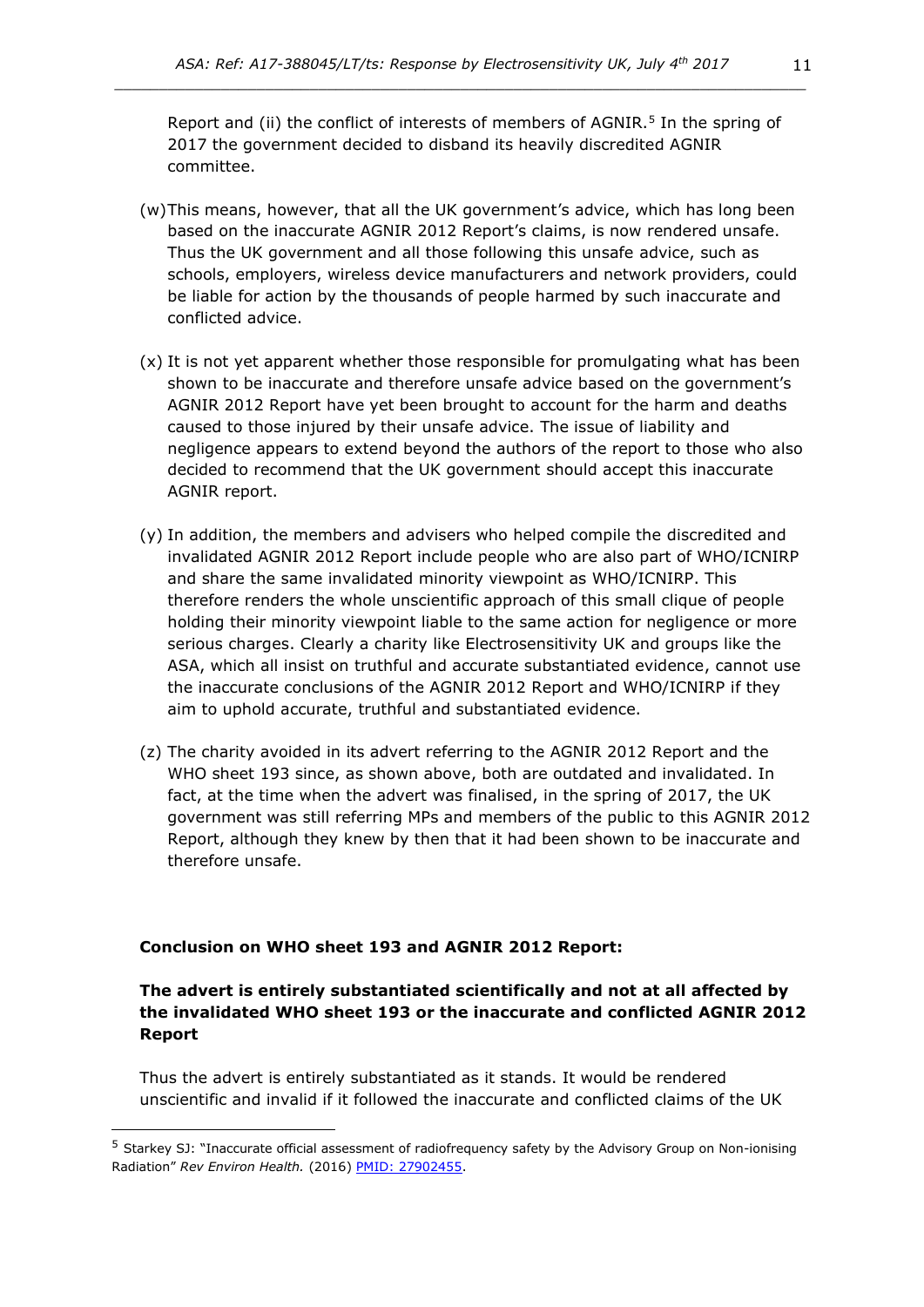Report and (ii) the conflict of interests of members of AGNIR.[5] In the spring of 2017 the government decided to disband its heavily discredited AGNIR committee.

(w) This means, however, that all the UK government's advice, which has long been based on the inaccurate AGNIR 2012 Report's claims, is now rendered unsafe. Thus the UK government and all those following this unsafe advice, such as schools, employers, wireless device manufacturers and network providers, could be liable for action by the thousands of people harmed by such inaccurate and conflicted advice.

(x) It is not yet apparent whether those responsible for promulgating what has been shown to be inaccurate and therefore unsafe advice based on the government's AGNIR 2012 Report have yet been brought to account for the harm and deaths caused to those injured by their unsafe advice. The issue of liability and negligence appears to extend beyond the authors of the report to those who also decided to recommend that the UK government should accept this inaccurate AGNIR report.

(y) In addition, the members and advisers who helped compile the discredited and invalidated AGNIR 2012 Report include people who are also part of WHO/ICNIRP and share the same invalidated minority viewpoint as WHO/ICNIRP. This therefore renders the whole unscientific approach of this small clique of people holding their minority viewpoint liable to the same action for negligence or more serious charges. Clearly a charity like Electrosensitivity UK and groups like the ASA, which all insist on truthful and accurate substantiated evidence, cannot use the inaccurate conclusions of the AGNIR 2012 Report and WHO/ICNIRP if they aim to uphold accurate, truthful and substantiated evidence.

(z) The charity avoided in its advert referring to the AGNIR 2012 Report and the WHO sheet 193 since, as shown above, both are outdated and invalidated. In fact, at the time when the advert was finalised, in the spring of 2017, the UK government was still referring MPs and members of the public to this AGNIR 2012 Report, although they knew by then that it had been shown to be inaccurate and therefore unsafe.

**Conclusion on WHO sheet 193 and AGNIR 2012 Report:**

**The advert is entirely substantiated scientifically and not at all affected by the invalidated WHO sheet 193 or the inaccurate and conflicted AGNIR 2012 Report**

Thus the advert is entirely substantiated as it stands. It would be rendered unscientific and invalid if it followed the inaccurate and conflicted claims of the UK

[5] Starkey SJ: "Inaccurate official assessment of radiofrequency safety by the Advisory Group on Non-ionising Radiation" *Rev Environ Health.* (2016) PMID: 27902455.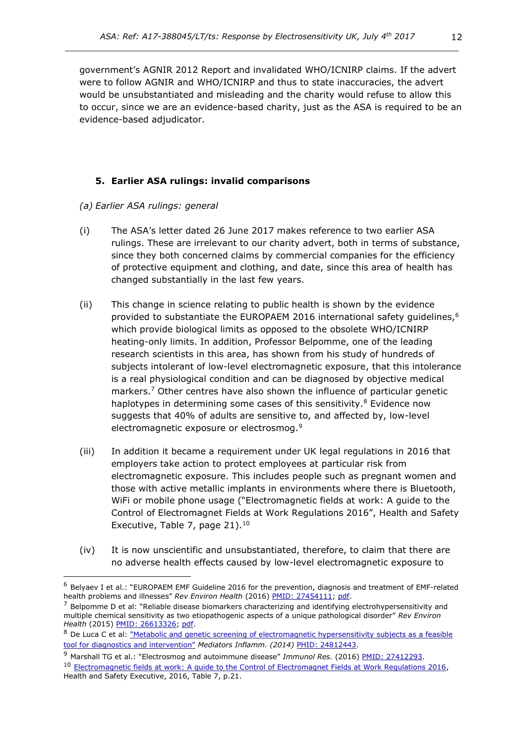government's AGNIR 2012 Report and invalidated WHO/ICNIRP claims. If the advert were to follow AGNIR and WHO/ICNIRP and thus to state inaccuracies, the advert would be unsubstantiated and misleading and the charity would refuse to allow this to occur, since we are an evidence-based charity, just as the ASA is required to be an evidence-based adjudicator.

### 5. Earlier ASA rulings: invalid comparisons

*(a) Earlier ASA rulings: general*

(i) The ASA's letter dated 26 June 2017 makes reference to two earlier ASA rulings. These are irrelevant to our charity advert, both in terms of substance, since they both concerned claims by commercial companies for the efficiency of protective equipment and clothing, and date, since this area of health has changed substantially in the last few years.

(ii) This change in science relating to public health is shown by the evidence provided to substantiate the EUROPAEM 2016 international safety guidelines,[6] which provide biological limits as opposed to the obsolete WHO/ICNIRP heating-only limits. In addition, Professor Belpomme, one of the leading research scientists in this area, has shown from his study of hundreds of subjects intolerant of low-level electromagnetic exposure, that this intolerance is a real physiological condition and can be diagnosed by objective medical markers.[7] Other centres have also shown the influence of particular genetic haplotypes in determining some cases of this sensitivity.[8] Evidence now suggests that 40% of adults are sensitive to, and affected by, low-level electromagnetic exposure or electrosmog.[9]

(iii) In addition it became a requirement under UK legal regulations in 2016 that employers take action to protect employees at particular risk from electromagnetic exposure. This includes people such as pregnant women and those with active metallic implants in environments where there is Bluetooth, WiFi or mobile phone usage ("Electromagnetic fields at work: A guide to the Control of Electromagnet Fields at Work Regulations 2016", Health and Safety Executive, Table 7, page 21).[10]

(iv) It is now unscientific and unsubstantiated, therefore, to claim that there are no adverse health effects caused by low-level electromagnetic exposure to

---

[6] Belyaev I et al.: "EUROPAEM EMF Guideline 2016 for the prevention, diagnosis and treatment of EMF-related health problems and illnesses" *Rev Environ Health* (2016) PMID: 27454111; pdf.

[7] Belpomme D et al: "Reliable disease biomarkers characterizing and identifying electrohypersensitivity and multiple chemical sensitivity as two etiopathogenic aspects of a unique pathological disorder" *Rev Environ Health* (2015) PMID: 26613326; pdf.

[8] De Luca C et al: "Metabolic and genetic screening of electromagnetic hypersensitivity subjects as a feasible tool for diagnostics and intervention" *Mediators Inflamm. (2014)* PHID: 24812443.

[9] Marshall TG et al.: "Electrosmog and autoimmune disease" *Immunol Res.* (2016) PMID: 27412293.

[10] Electromagnetic fields at work: A guide to the Control of Electromagnet Fields at Work Regulations 2016, Health and Safety Executive, 2016, Table 7, p.21.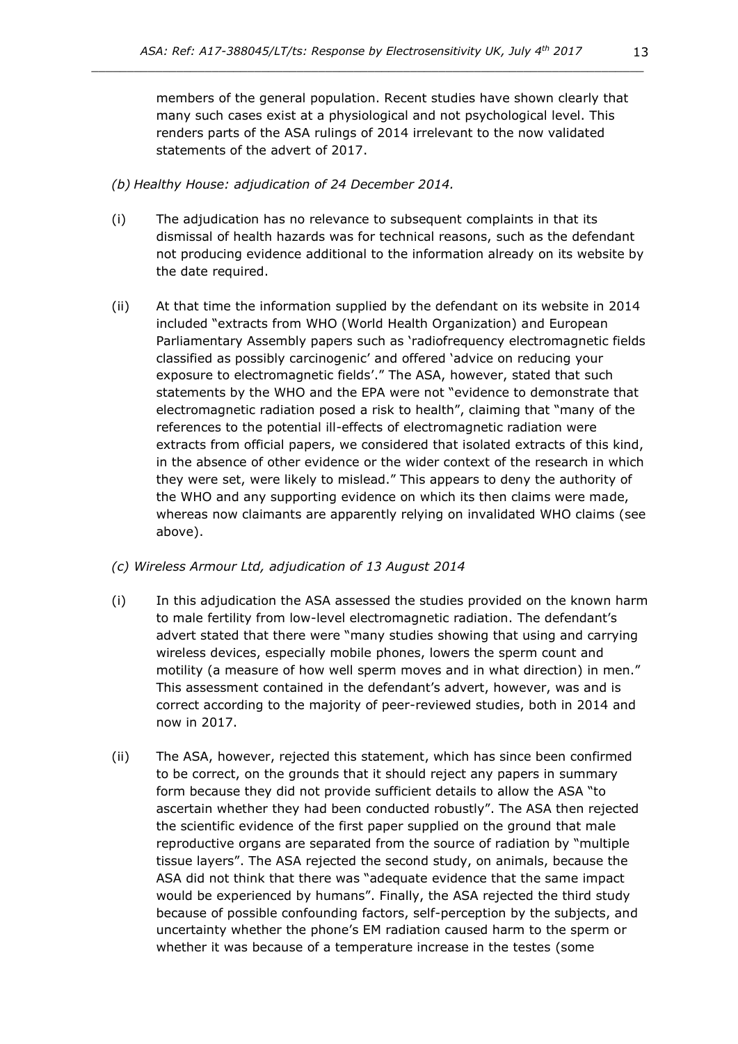members of the general population. Recent studies have shown clearly that many such cases exist at a physiological and not psychological level. This renders parts of the ASA rulings of 2014 irrelevant to the now validated statements of the advert of 2017.

*(b) Healthy House: adjudication of 24 December 2014.*

(i) The adjudication has no relevance to subsequent complaints in that its dismissal of health hazards was for technical reasons, such as the defendant not producing evidence additional to the information already on its website by the date required.

(ii) At that time the information supplied by the defendant on its website in 2014 included "extracts from WHO (World Health Organization) and European Parliamentary Assembly papers such as 'radiofrequency electromagnetic fields classified as possibly carcinogenic' and offered 'advice on reducing your exposure to electromagnetic fields'." The ASA, however, stated that such statements by the WHO and the EPA were not "evidence to demonstrate that electromagnetic radiation posed a risk to health", claiming that "many of the references to the potential ill-effects of electromagnetic radiation were extracts from official papers, we considered that isolated extracts of this kind, in the absence of other evidence or the wider context of the research in which they were set, were likely to mislead." This appears to deny the authority of the WHO and any supporting evidence on which its then claims were made, whereas now claimants are apparently relying on invalidated WHO claims (see above).

*(c) Wireless Armour Ltd, adjudication of 13 August 2014*

(i) In this adjudication the ASA assessed the studies provided on the known harm to male fertility from low-level electromagnetic radiation. The defendant's advert stated that there were "many studies showing that using and carrying wireless devices, especially mobile phones, lowers the sperm count and motility (a measure of how well sperm moves and in what direction) in men." This assessment contained in the defendant's advert, however, was and is correct according to the majority of peer-reviewed studies, both in 2014 and now in 2017.

(ii) The ASA, however, rejected this statement, which has since been confirmed to be correct, on the grounds that it should reject any papers in summary form because they did not provide sufficient details to allow the ASA "to ascertain whether they had been conducted robustly". The ASA then rejected the scientific evidence of the first paper supplied on the ground that male reproductive organs are separated from the source of radiation by "multiple tissue layers". The ASA rejected the second study, on animals, because the ASA did not think that there was "adequate evidence that the same impact would be experienced by humans". Finally, the ASA rejected the third study because of possible confounding factors, self-perception by the subjects, and uncertainty whether the phone's EM radiation caused harm to the sperm or whether it was because of a temperature increase in the testes (some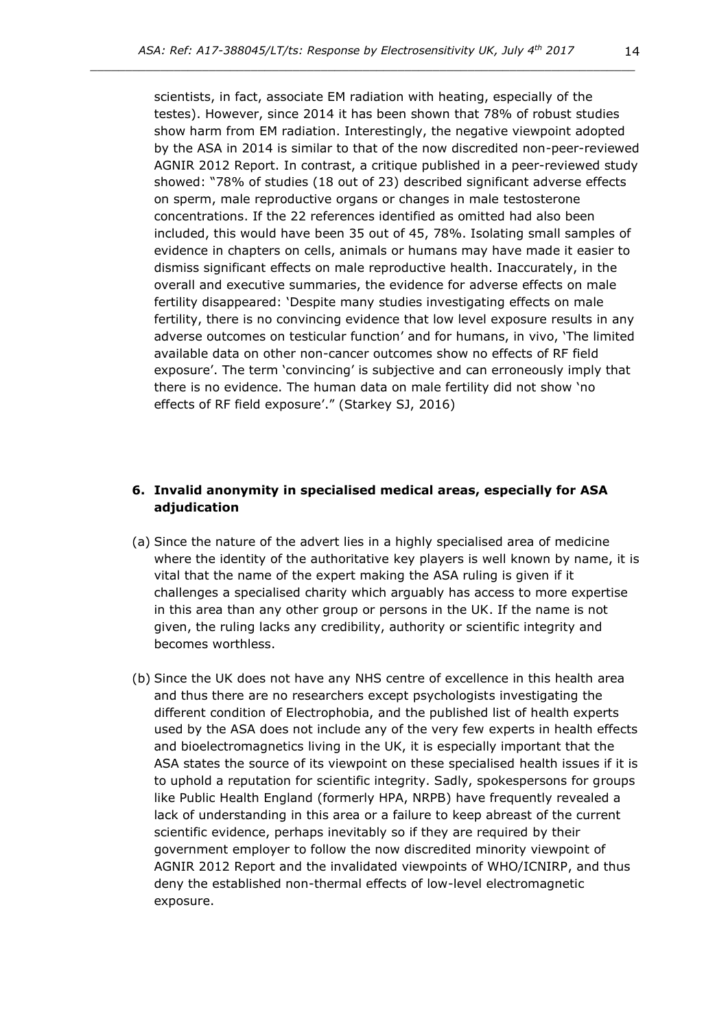scientists, in fact, associate EM radiation with heating, especially of the testes). However, since 2014 it has been shown that 78% of robust studies show harm from EM radiation. Interestingly, the negative viewpoint adopted by the ASA in 2014 is similar to that of the now discredited non-peer-reviewed AGNIR 2012 Report. In contrast, a critique published in a peer-reviewed study showed: "78% of studies (18 out of 23) described significant adverse effects on sperm, male reproductive organs or changes in male testosterone concentrations. If the 22 references identified as omitted had also been included, this would have been 35 out of 45, 78%. Isolating small samples of evidence in chapters on cells, animals or humans may have made it easier to dismiss significant effects on male reproductive health. Inaccurately, in the overall and executive summaries, the evidence for adverse effects on male fertility disappeared: 'Despite many studies investigating effects on male fertility, there is no convincing evidence that low level exposure results in any adverse outcomes on testicular function' and for humans, in vivo, 'The limited available data on other non-cancer outcomes show no effects of RF field exposure'. The term 'convincing' is subjective and can erroneously imply that there is no evidence. The human data on male fertility did not show 'no effects of RF field exposure'." (Starkey SJ, 2016)

### 6. Invalid anonymity in specialised medical areas, especially for ASA adjudication

(a) Since the nature of the advert lies in a highly specialised area of medicine where the identity of the authoritative key players is well known by name, it is vital that the name of the expert making the ASA ruling is given if it challenges a specialised charity which arguably has access to more expertise in this area than any other group or persons in the UK. If the name is not given, the ruling lacks any credibility, authority or scientific integrity and becomes worthless.

(b) Since the UK does not have any NHS centre of excellence in this health area and thus there are no researchers except psychologists investigating the different condition of Electrophobia, and the published list of health experts used by the ASA does not include any of the very few experts in health effects and bioelectromagnetics living in the UK, it is especially important that the ASA states the source of its viewpoint on these specialised health issues if it is to uphold a reputation for scientific integrity. Sadly, spokespersons for groups like Public Health England (formerly HPA, NRPB) have frequently revealed a lack of understanding in this area or a failure to keep abreast of the current scientific evidence, perhaps inevitably so if they are required by their government employer to follow the now discredited minority viewpoint of AGNIR 2012 Report and the invalidated viewpoints of WHO/ICNIRP, and thus deny the established non-thermal effects of low-level electromagnetic exposure.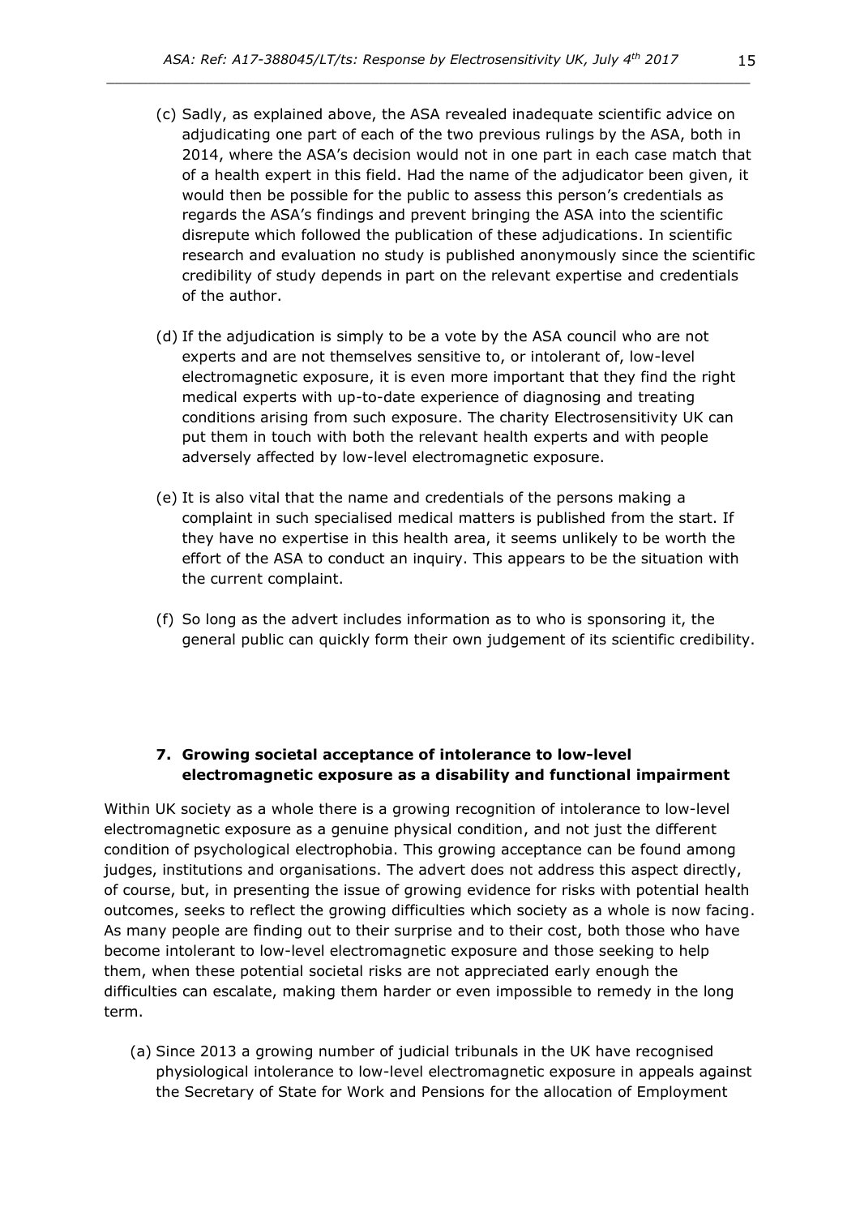(c) Sadly, as explained above, the ASA revealed inadequate scientific advice on adjudicating one part of each of the two previous rulings by the ASA, both in 2014, where the ASA's decision would not in one part in each case match that of a health expert in this field. Had the name of the adjudicator been given, it would then be possible for the public to assess this person's credentials as regards the ASA's findings and prevent bringing the ASA into the scientific disrepute which followed the publication of these adjudications. In scientific research and evaluation no study is published anonymously since the scientific credibility of study depends in part on the relevant expertise and credentials of the author.

(d) If the adjudication is simply to be a vote by the ASA council who are not experts and are not themselves sensitive to, or intolerant of, low-level electromagnetic exposure, it is even more important that they find the right medical experts with up-to-date experience of diagnosing and treating conditions arising from such exposure. The charity Electrosensitivity UK can put them in touch with both the relevant health experts and with people adversely affected by low-level electromagnetic exposure.

(e) It is also vital that the name and credentials of the persons making a complaint in such specialised medical matters is published from the start. If they have no expertise in this health area, it seems unlikely to be worth the effort of the ASA to conduct an inquiry. This appears to be the situation with the current complaint.

(f) So long as the advert includes information as to who is sponsoring it, the general public can quickly form their own judgement of its scientific credibility.

## 7. Growing societal acceptance of intolerance to low-level electromagnetic exposure as a disability and functional impairment

Within UK society as a whole there is a growing recognition of intolerance to low-level electromagnetic exposure as a genuine physical condition, and not just the different condition of psychological electrophobia. This growing acceptance can be found among judges, institutions and organisations. The advert does not address this aspect directly, of course, but, in presenting the issue of growing evidence for risks with potential health outcomes, seeks to reflect the growing difficulties which society as a whole is now facing. As many people are finding out to their surprise and to their cost, both those who have become intolerant to low-level electromagnetic exposure and those seeking to help them, when these potential societal risks are not appreciated early enough the difficulties can escalate, making them harder or even impossible to remedy in the long term.

(a) Since 2013 a growing number of judicial tribunals in the UK have recognised physiological intolerance to low-level electromagnetic exposure in appeals against the Secretary of State for Work and Pensions for the allocation of Employment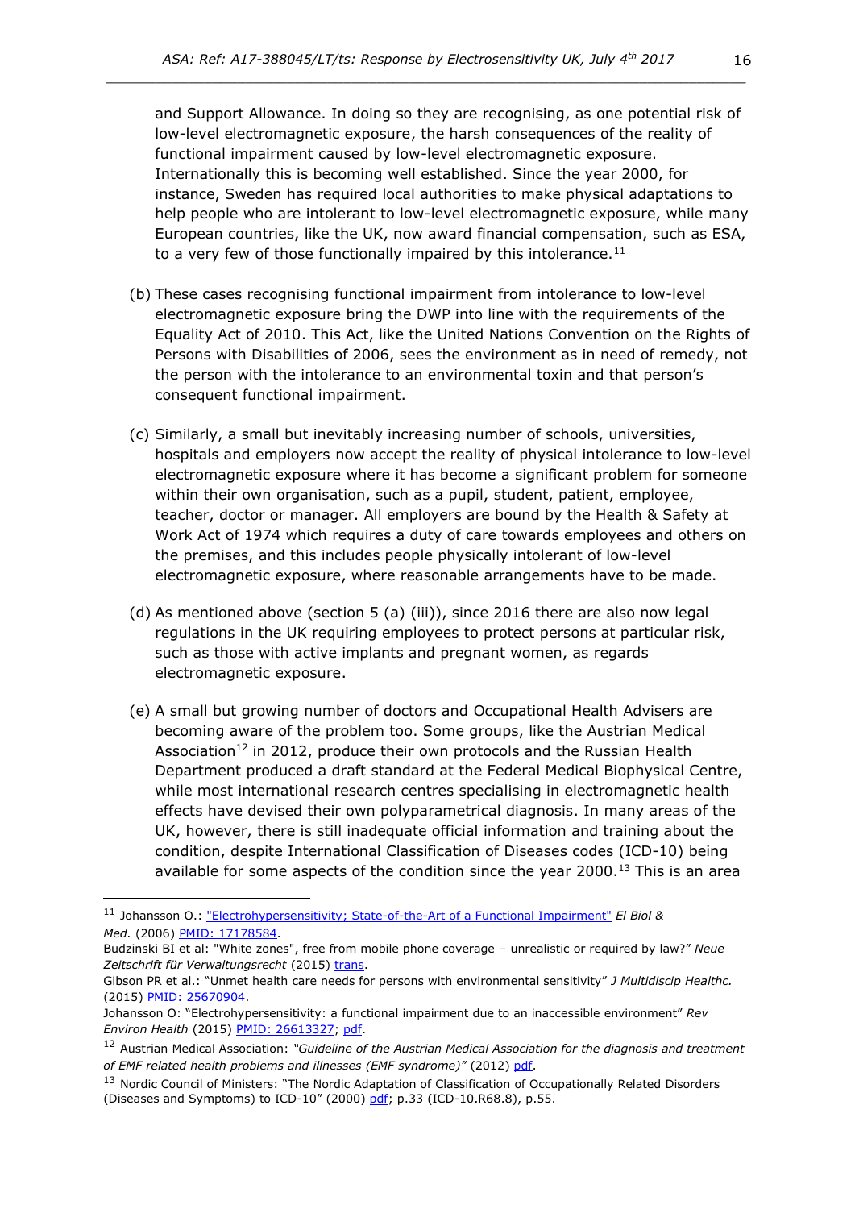and Support Allowance. In doing so they are recognising, as one potential risk of low-level electromagnetic exposure, the harsh consequences of the reality of functional impairment caused by low-level electromagnetic exposure. Internationally this is becoming well established. Since the year 2000, for instance, Sweden has required local authorities to make physical adaptations to help people who are intolerant to low-level electromagnetic exposure, while many European countries, like the UK, now award financial compensation, such as ESA, to a very few of those functionally impaired by this intolerance.[11]

(b) These cases recognising functional impairment from intolerance to low-level electromagnetic exposure bring the DWP into line with the requirements of the Equality Act of 2010. This Act, like the United Nations Convention on the Rights of Persons with Disabilities of 2006, sees the environment as in need of remedy, not the person with the intolerance to an environmental toxin and that person's consequent functional impairment.

(c) Similarly, a small but inevitably increasing number of schools, universities, hospitals and employers now accept the reality of physical intolerance to low-level electromagnetic exposure where it has become a significant problem for someone within their own organisation, such as a pupil, student, patient, employee, teacher, doctor or manager. All employers are bound by the Health & Safety at Work Act of 1974 which requires a duty of care towards employees and others on the premises, and this includes people physically intolerant of low-level electromagnetic exposure, where reasonable arrangements have to be made.

(d) As mentioned above (section 5 (a) (iii)), since 2016 there are also now legal regulations in the UK requiring employees to protect persons at particular risk, such as those with active implants and pregnant women, as regards electromagnetic exposure.

(e) A small but growing number of doctors and Occupational Health Advisers are becoming aware of the problem too. Some groups, like the Austrian Medical Association[12] in 2012, produce their own protocols and the Russian Health Department produced a draft standard at the Federal Medical Biophysical Centre, while most international research centres specialising in electromagnetic health effects have devised their own polyparametrical diagnosis. In many areas of the UK, however, there is still inadequate official information and training about the condition, despite International Classification of Diseases codes (ICD-10) being available for some aspects of the condition since the year 2000.[13] This is an area

---

[11] Johansson O.: "Electrohypersensitivity; State-of-the-Art of a Functional Impairment" *El Biol & Med.* (2006) PMID: 17178584.
Budzinski BI et al: "White zones", free from mobile phone coverage – unrealistic or required by law?" *Neue Zeitschrift für Verwaltungsrecht* (2015) trans.
Gibson PR et al.: "Unmet health care needs for persons with environmental sensitivity" *J Multidiscip Healthc.* (2015) PMID: 25670904.
Johansson O: "Electrohypersensitivity: a functional impairment due to an inaccessible environment" *Rev Environ Health* (2015) PMID: 26613327; pdf.

[12] Austrian Medical Association: *"Guideline of the Austrian Medical Association for the diagnosis and treatment of EMF related health problems and illnesses (EMF syndrome)"* (2012) pdf.

[13] Nordic Council of Ministers: "The Nordic Adaptation of Classification of Occupationally Related Disorders (Diseases and Symptoms) to ICD-10" (2000) pdf; p.33 (ICD-10.R68.8), p.55.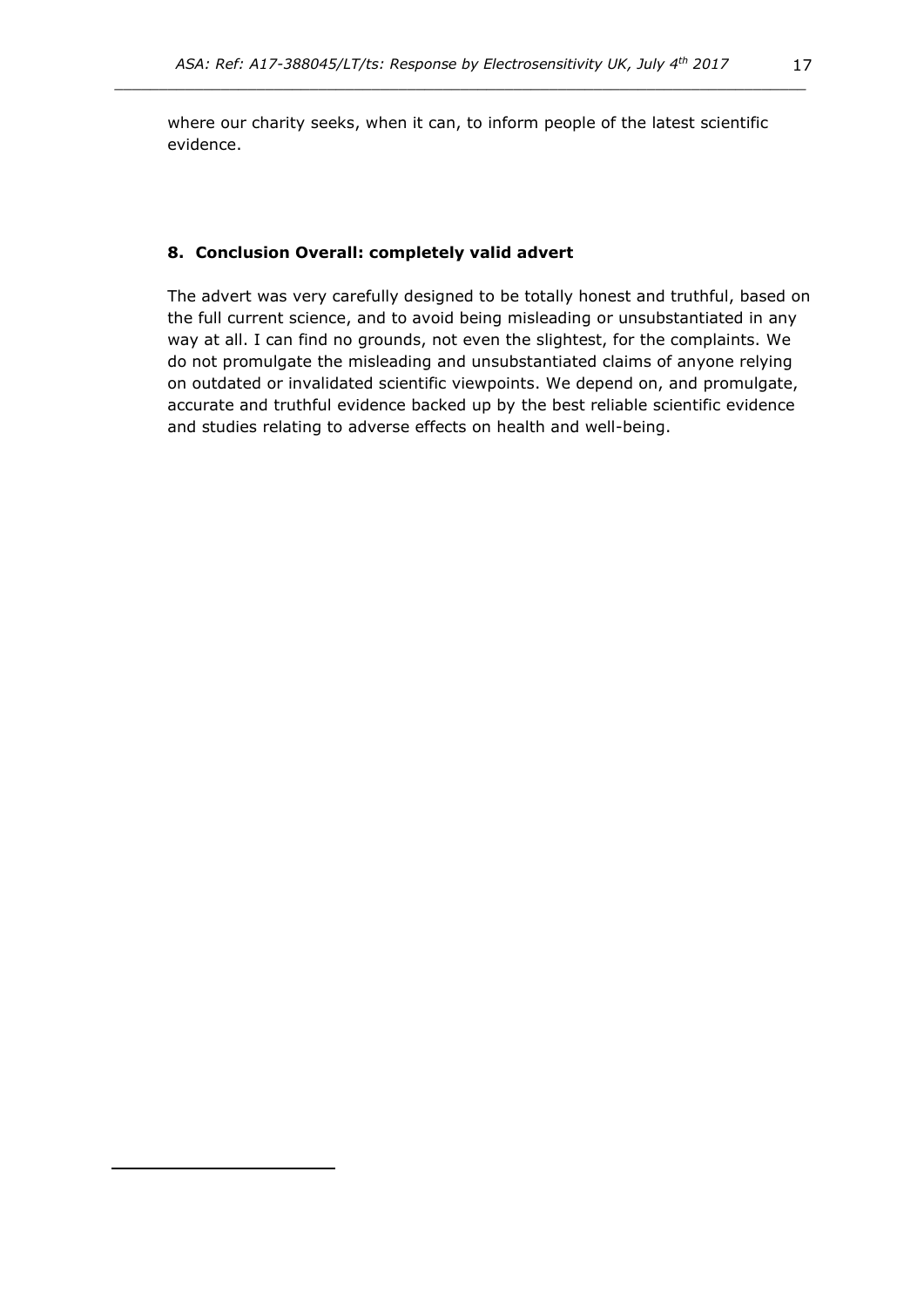where our charity seeks, when it can, to inform people of the latest scientific evidence.

## 8. Conclusion Overall: completely valid advert

The advert was very carefully designed to be totally honest and truthful, based on the full current science, and to avoid being misleading or unsubstantiated in any way at all. I can find no grounds, not even the slightest, for the complaints. We do not promulgate the misleading and unsubstantiated claims of anyone relying on outdated or invalidated scientific viewpoints. We depend on, and promulgate, accurate and truthful evidence backed up by the best reliable scientific evidence and studies relating to adverse effects on health and well-being.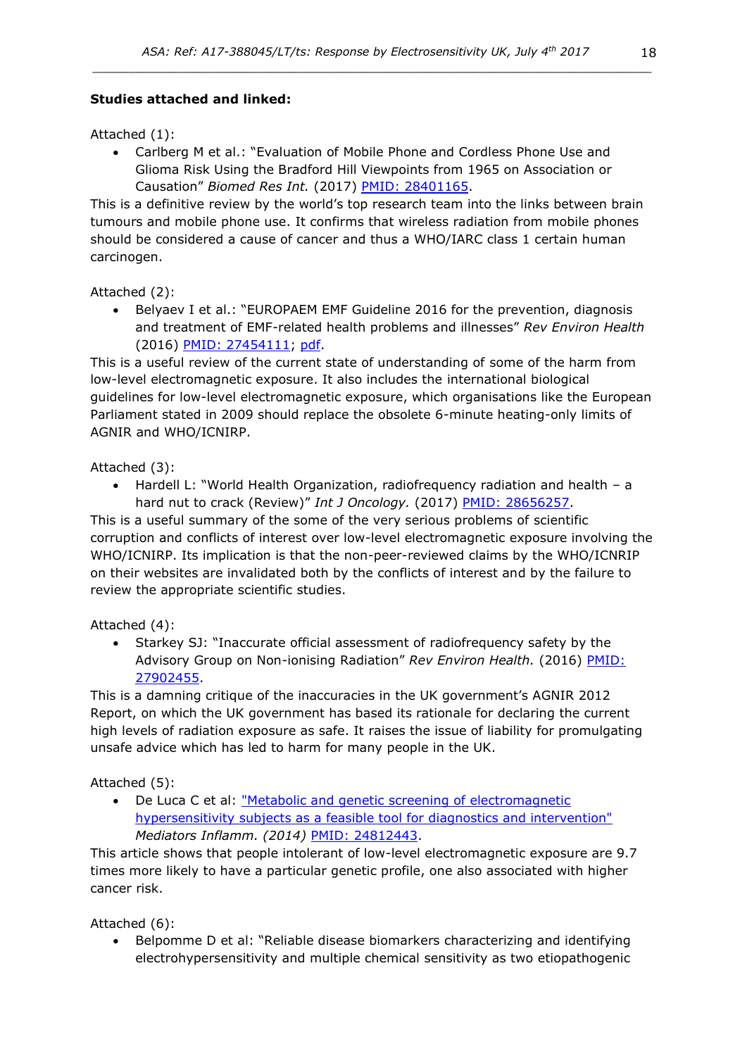**Studies attached and linked:**

Attached (1):

- Carlberg M et al.: "Evaluation of Mobile Phone and Cordless Phone Use and Glioma Risk Using the Bradford Hill Viewpoints from 1965 on Association or Causation" *Biomed Res Int.* (2017) PMID: 28401165.

This is a definitive review by the world's top research team into the links between brain tumours and mobile phone use. It confirms that wireless radiation from mobile phones should be considered a cause of cancer and thus a WHO/IARC class 1 certain human carcinogen.

Attached (2):

- Belyaev I et al.: "EUROPAEM EMF Guideline 2016 for the prevention, diagnosis and treatment of EMF-related health problems and illnesses" *Rev Environ Health* (2016) PMID: 27454111; pdf.

This is a useful review of the current state of understanding of some of the harm from low-level electromagnetic exposure. It also includes the international biological guidelines for low-level electromagnetic exposure, which organisations like the European Parliament stated in 2009 should replace the obsolete 6-minute heating-only limits of AGNIR and WHO/ICNIRP.

Attached (3):

- Hardell L: "World Health Organization, radiofrequency radiation and health – a hard nut to crack (Review)" *Int J Oncology.* (2017) PMID: 28656257.

This is a useful summary of the some of the very serious problems of scientific corruption and conflicts of interest over low-level electromagnetic exposure involving the WHO/ICNIRP. Its implication is that the non-peer-reviewed claims by the WHO/ICNRIP on their websites are invalidated both by the conflicts of interest and by the failure to review the appropriate scientific studies.

Attached (4):

- Starkey SJ: "Inaccurate official assessment of radiofrequency safety by the Advisory Group on Non-ionising Radiation" *Rev Environ Health.* (2016) PMID: 27902455.

This is a damning critique of the inaccuracies in the UK government's AGNIR 2012 Report, on which the UK government has based its rationale for declaring the current high levels of radiation exposure as safe. It raises the issue of liability for promulgating unsafe advice which has led to harm for many people in the UK.

Attached (5):

- De Luca C et al: "Metabolic and genetic screening of electromagnetic hypersensitivity subjects as a feasible tool for diagnostics and intervention" *Mediators Inflamm. (2014)* PMID: 24812443.

This article shows that people intolerant of low-level electromagnetic exposure are 9.7 times more likely to have a particular genetic profile, one also associated with higher cancer risk.

Attached (6):

- Belpomme D et al: "Reliable disease biomarkers characterizing and identifying electrohypersensitivity and multiple chemical sensitivity as two etiopathogenic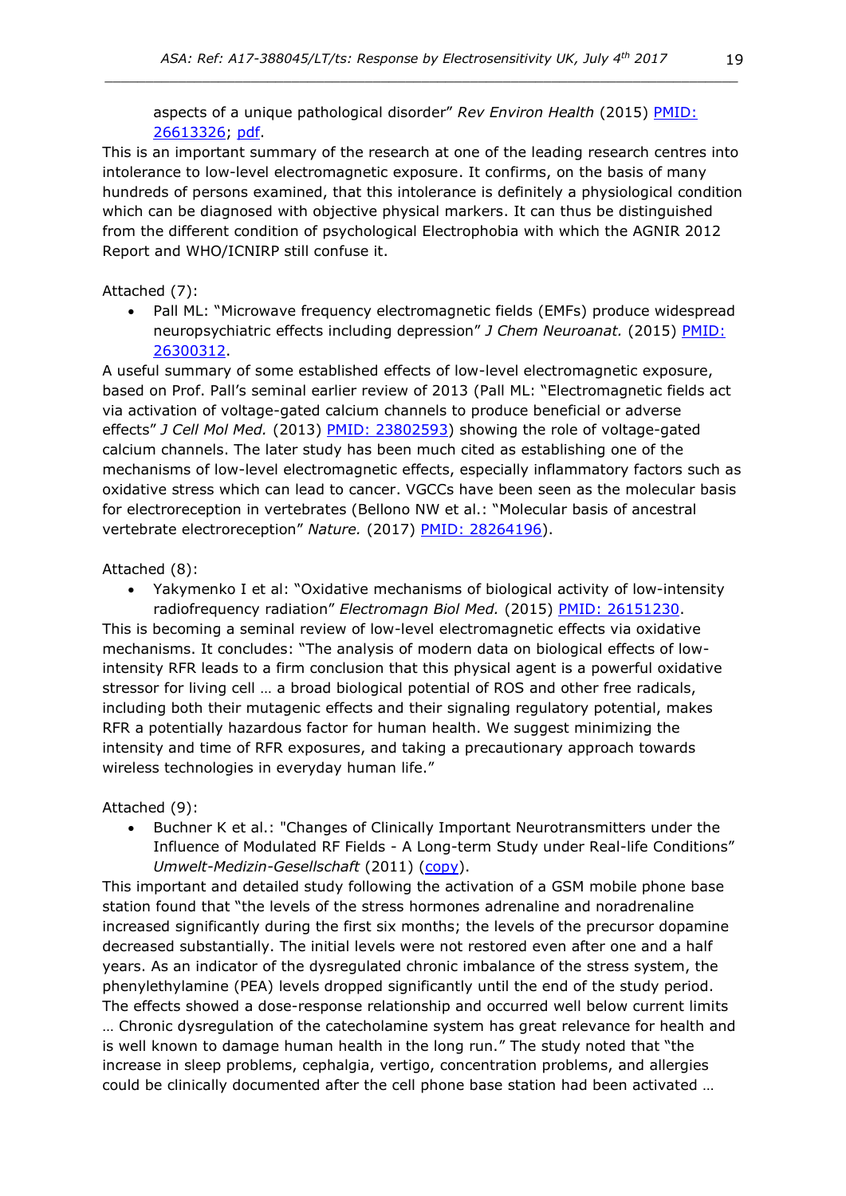aspects of a unique pathological disorder" *Rev Environ Health* (2015) PMID: 26613326; pdf.

This is an important summary of the research at one of the leading research centres into intolerance to low-level electromagnetic exposure. It confirms, on the basis of many hundreds of persons examined, that this intolerance is definitely a physiological condition which can be diagnosed with objective physical markers. It can thus be distinguished from the different condition of psychological Electrophobia with which the AGNIR 2012 Report and WHO/ICNIRP still confuse it.

Attached (7):

- Pall ML: "Microwave frequency electromagnetic fields (EMFs) produce widespread neuropsychiatric effects including depression" *J Chem Neuroanat.* (2015) PMID: 26300312.

A useful summary of some established effects of low-level electromagnetic exposure, based on Prof. Pall's seminal earlier review of 2013 (Pall ML: "Electromagnetic fields act via activation of voltage-gated calcium channels to produce beneficial or adverse effects" *J Cell Mol Med.* (2013) PMID: 23802593) showing the role of voltage-gated calcium channels. The later study has been much cited as establishing one of the mechanisms of low-level electromagnetic effects, especially inflammatory factors such as oxidative stress which can lead to cancer. VGCCs have been seen as the molecular basis for electroreception in vertebrates (Bellono NW et al.: "Molecular basis of ancestral vertebrate electroreception" *Nature.* (2017) PMID: 28264196).

Attached (8):

- Yakymenko I et al: "Oxidative mechanisms of biological activity of low-intensity radiofrequency radiation" *Electromagn Biol Med.* (2015) PMID: 26151230.

This is becoming a seminal review of low-level electromagnetic effects via oxidative mechanisms. It concludes: "The analysis of modern data on biological effects of low-intensity RFR leads to a firm conclusion that this physical agent is a powerful oxidative stressor for living cell … a broad biological potential of ROS and other free radicals, including both their mutagenic effects and their signaling regulatory potential, makes RFR a potentially hazardous factor for human health. We suggest minimizing the intensity and time of RFR exposures, and taking a precautionary approach towards wireless technologies in everyday human life."

Attached (9):

- Buchner K et al.: "Changes of Clinically Important Neurotransmitters under the Influence of Modulated RF Fields - A Long-term Study under Real-life Conditions" *Umwelt-Medizin-Gesellschaft* (2011) (copy).

This important and detailed study following the activation of a GSM mobile phone base station found that "the levels of the stress hormones adrenaline and noradrenaline increased significantly during the first six months; the levels of the precursor dopamine decreased substantially. The initial levels were not restored even after one and a half years. As an indicator of the dysregulated chronic imbalance of the stress system, the phenylethylamine (PEA) levels dropped significantly until the end of the study period. The effects showed a dose-response relationship and occurred well below current limits … Chronic dysregulation of the catecholamine system has great relevance for health and is well known to damage human health in the long run." The study noted that "the increase in sleep problems, cephalgia, vertigo, concentration problems, and allergies could be clinically documented after the cell phone base station had been activated …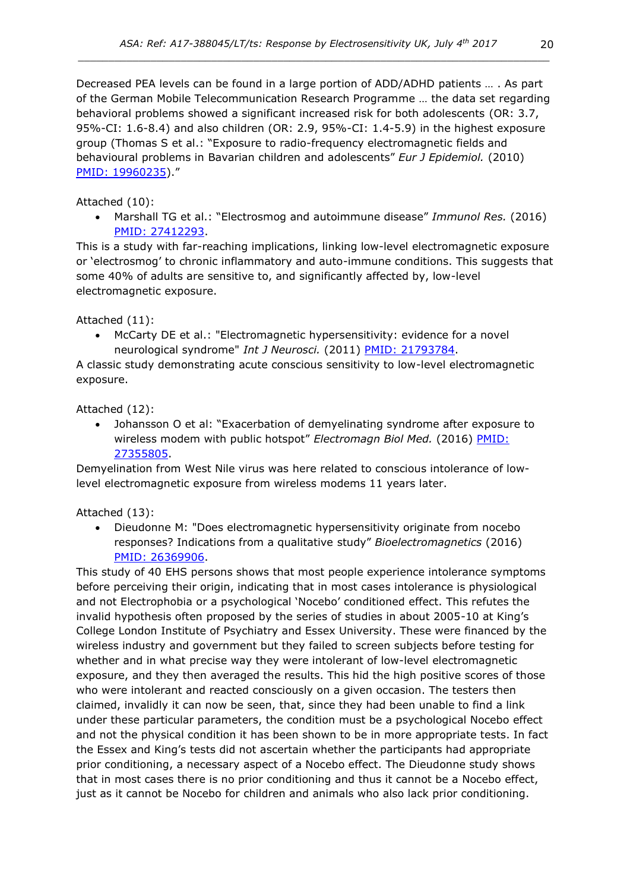Decreased PEA levels can be found in a large portion of ADD/ADHD patients … . As part of the German Mobile Telecommunication Research Programme … the data set regarding behavioral problems showed a significant increased risk for both adolescents (OR: 3.7, 95%-CI: 1.6-8.4) and also children (OR: 2.9, 95%-CI: 1.4-5.9) in the highest exposure group (Thomas S et al.: "Exposure to radio-frequency electromagnetic fields and behavioural problems in Bavarian children and adolescents" *Eur J Epidemiol.* (2010) PMID: 19960235)."

Attached (10):

- Marshall TG et al.: "Electrosmog and autoimmune disease" *Immunol Res.* (2016) PMID: 27412293.

This is a study with far-reaching implications, linking low-level electromagnetic exposure or 'electrosmog' to chronic inflammatory and auto-immune conditions. This suggests that some 40% of adults are sensitive to, and significantly affected by, low-level electromagnetic exposure.

Attached (11):

- McCarty DE et al.: "Electromagnetic hypersensitivity: evidence for a novel neurological syndrome" *Int J Neurosci.* (2011) PMID: 21793784.

A classic study demonstrating acute conscious sensitivity to low-level electromagnetic exposure.

Attached (12):

- Johansson O et al: "Exacerbation of demyelinating syndrome after exposure to wireless modem with public hotspot" *Electromagn Biol Med.* (2016) PMID: 27355805.

Demyelination from West Nile virus was here related to conscious intolerance of low-level electromagnetic exposure from wireless modems 11 years later.

Attached (13):

- Dieudonne M: "Does electromagnetic hypersensitivity originate from nocebo responses? Indications from a qualitative study" *Bioelectromagnetics* (2016) PMID: 26369906.

This study of 40 EHS persons shows that most people experience intolerance symptoms before perceiving their origin, indicating that in most cases intolerance is physiological and not Electrophobia or a psychological 'Nocebo' conditioned effect. This refutes the invalid hypothesis often proposed by the series of studies in about 2005-10 at King's College London Institute of Psychiatry and Essex University. These were financed by the wireless industry and government but they failed to screen subjects before testing for whether and in what precise way they were intolerant of low-level electromagnetic exposure, and they then averaged the results. This hid the high positive scores of those who were intolerant and reacted consciously on a given occasion. The testers then claimed, invalidly it can now be seen, that, since they had been unable to find a link under these particular parameters, the condition must be a psychological Nocebo effect and not the physical condition it has been shown to be in more appropriate tests. In fact the Essex and King's tests did not ascertain whether the participants had appropriate prior conditioning, a necessary aspect of a Nocebo effect. The Dieudonne study shows that in most cases there is no prior conditioning and thus it cannot be a Nocebo effect, just as it cannot be Nocebo for children and animals who also lack prior conditioning.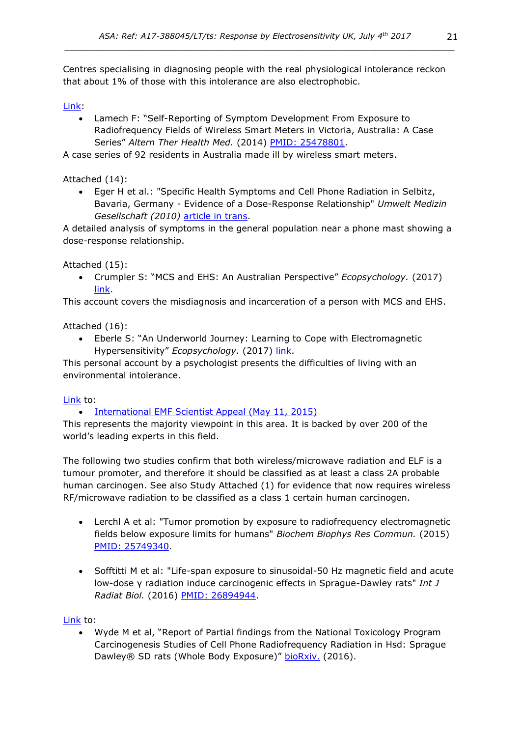Centres specialising in diagnosing people with the real physiological intolerance reckon that about 1% of those with this intolerance are also electrophobic.

Link:

- Lamech F: "Self-Reporting of Symptom Development From Exposure to Radiofrequency Fields of Wireless Smart Meters in Victoria, Australia: A Case Series" *Altern Ther Health Med.* (2014) PMID: 25478801.

A case series of 92 residents in Australia made ill by wireless smart meters.

Attached (14):

- Eger H et al.: "Specific Health Symptoms and Cell Phone Radiation in Selbitz, Bavaria, Germany - Evidence of a Dose-Response Relationship" *Umwelt Medizin Gesellschaft (2010)* article in trans.

A detailed analysis of symptoms in the general population near a phone mast showing a dose-response relationship.

Attached (15):

- Crumpler S: "MCS and EHS: An Australian Perspective" *Ecopsychology.* (2017) link.

This account covers the misdiagnosis and incarceration of a person with MCS and EHS.

Attached (16):

- Eberle S: "An Underworld Journey: Learning to Cope with Electromagnetic Hypersensitivity" *Ecopsychology.* (2017) link.

This personal account by a psychologist presents the difficulties of living with an environmental intolerance.

Link to:

- International EMF Scientist Appeal (May 11, 2015)

This represents the majority viewpoint in this area. It is backed by over 200 of the world's leading experts in this field.

The following two studies confirm that both wireless/microwave radiation and ELF is a tumour promoter, and therefore it should be classified as at least a class 2A probable human carcinogen. See also Study Attached (1) for evidence that now requires wireless RF/microwave radiation to be classified as a class 1 certain human carcinogen.

- Lerchl A et al: "Tumor promotion by exposure to radiofrequency electromagnetic fields below exposure limits for humans" *Biochem Biophys Res Commun.* (2015) PMID: 25749340.

- Sofftitti M et al: "Life-span exposure to sinusoidal-50 Hz magnetic field and acute low-dose γ radiation induce carcinogenic effects in Sprague-Dawley rats" *Int J Radiat Biol.* (2016) PMID: 26894944.

Link to:

- Wyde M et al, "Report of Partial findings from the National Toxicology Program Carcinogenesis Studies of Cell Phone Radiofrequency Radiation in Hsd: Sprague Dawley® SD rats (Whole Body Exposure)" bioRxiv. (2016).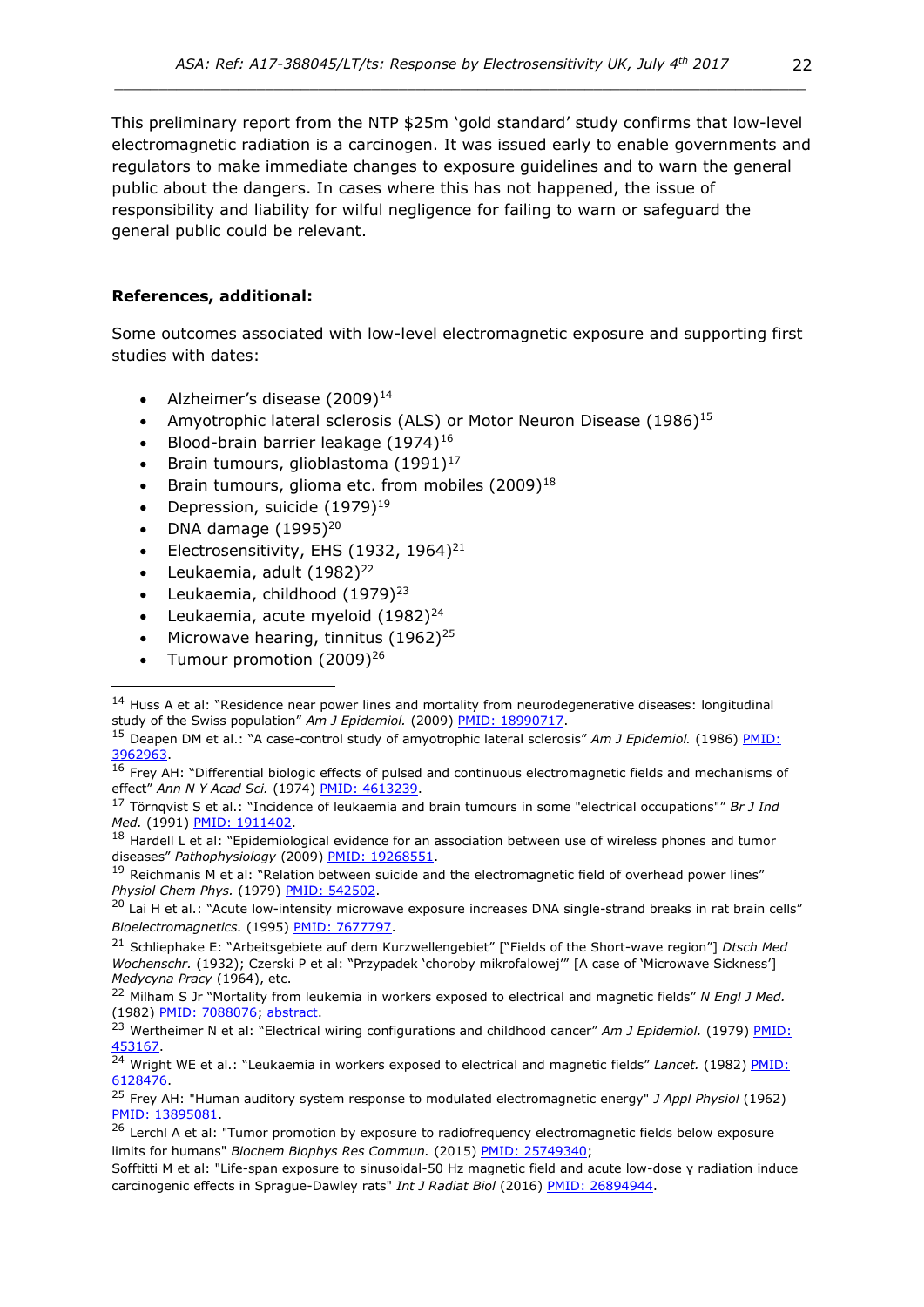This preliminary report from the NTP $25m 'gold standard' study confirms that low-level electromagnetic radiation is a carcinogen. It was issued early to enable governments and regulators to make immediate changes to exposure guidelines and to warn the general public about the dangers. In cases where this has not happened, the issue of responsibility and liability for wilful negligence for failing to warn or safeguard the general public could be relevant.

**References, additional:**

Some outcomes associated with low-level electromagnetic exposure and supporting first studies with dates:

- Alzheimer's disease (2009)[14]
- Amyotrophic lateral sclerosis (ALS) or Motor Neuron Disease (1986)[15]
- Blood-brain barrier leakage (1974)[16]
- Brain tumours, glioblastoma (1991)[17]
- Brain tumours, glioma etc. from mobiles (2009)[18]
- Depression, suicide (1979)[19]
- DNA damage (1995)[20]
- Electrosensitivity, EHS (1932, 1964)[21]
- Leukaemia, adult (1982)[22]
- Leukaemia, childhood (1979)[23]
- Leukaemia, acute myeloid (1982)[24]
- Microwave hearing, tinnitus (1962)[25]
- Tumour promotion (2009)[26]

---

[14] Huss A et al: "Residence near power lines and mortality from neurodegenerative diseases: longitudinal study of the Swiss population" *Am J Epidemiol.* (2009) PMID: 18990717.

[15] Deapen DM et al.: "A case-control study of amyotrophic lateral sclerosis" *Am J Epidemiol.* (1986) PMID: 3962963.

[16] Frey AH: "Differential biologic effects of pulsed and continuous electromagnetic fields and mechanisms of effect" *Ann N Y Acad Sci.* (1974) PMID: 4613239.

[17] Törnqvist S et al.: "Incidence of leukaemia and brain tumours in some "electrical occupations"" *Br J Ind Med.* (1991) PMID: 1911402.

[18] Hardell L et al: "Epidemiological evidence for an association between use of wireless phones and tumor diseases" *Pathophysiology* (2009) PMID: 19268551.

[19] Reichmanis M et al: "Relation between suicide and the electromagnetic field of overhead power lines" *Physiol Chem Phys.* (1979) PMID: 542502.

[20] Lai H et al.: "Acute low-intensity microwave exposure increases DNA single-strand breaks in rat brain cells" *Bioelectromagnetics.* (1995) PMID: 7677797.

[21] Schliephake E: "Arbeitsgebiete auf dem Kurzwellengebiet" ["Fields of the Short-wave region"] *Dtsch Med Wochenschr.* (1932); Czerski P et al: "Przypadek 'choroby mikrofalowej'" [A case of 'Microwave Sickness'] *Medycyna Pracy* (1964), etc.

[22] Milham S Jr "Mortality from leukemia in workers exposed to electrical and magnetic fields" *N Engl J Med.* (1982) PMID: 7088076; abstract.

[23] Wertheimer N et al: "Electrical wiring configurations and childhood cancer" *Am J Epidemiol.* (1979) PMID: 453167.

[24] Wright WE et al.: "Leukaemia in workers exposed to electrical and magnetic fields" *Lancet.* (1982) PMID: 6128476.

[25] Frey AH: "Human auditory system response to modulated electromagnetic energy" *J Appl Physiol* (1962) PMID: 13895081.

[26] Lerchl A et al: "Tumor promotion by exposure to radiofrequency electromagnetic fields below exposure limits for humans" *Biochem Biophys Res Commun.* (2015) PMID: 25749340;
Sofftitti M et al: "Life-span exposure to sinusoidal-50 Hz magnetic field and acute low-dose γ radiation induce carcinogenic effects in Sprague-Dawley rats" *Int J Radiat Biol* (2016) PMID: 26894944.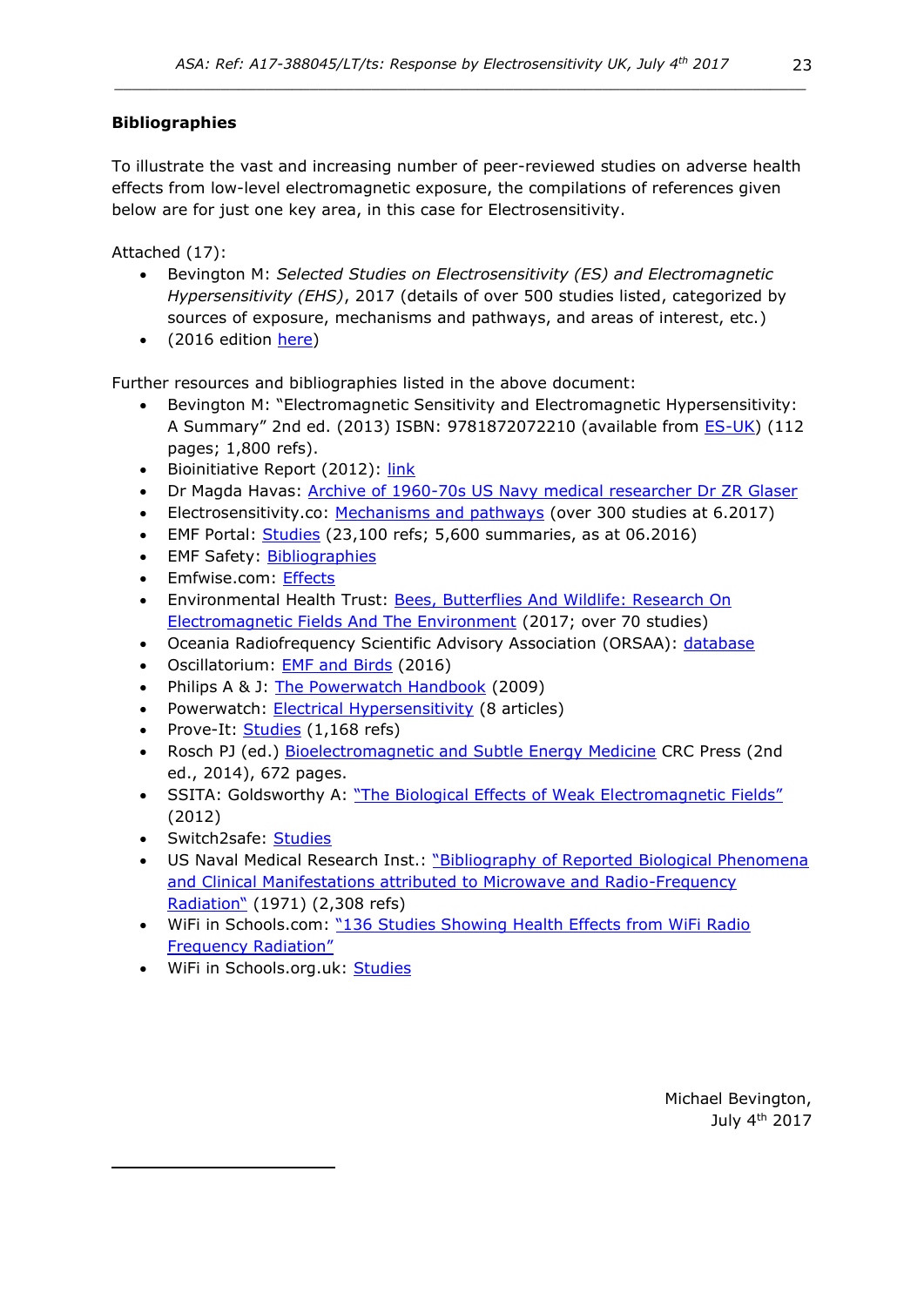**Bibliographies**

To illustrate the vast and increasing number of peer-reviewed studies on adverse health effects from low-level electromagnetic exposure, the compilations of references given below are for just one key area, in this case for Electrosensitivity.

Attached (17):

- Bevington M: *Selected Studies on Electrosensitivity (ES) and Electromagnetic Hypersensitivity (EHS)*, 2017 (details of over 500 studies listed, categorized by sources of exposure, mechanisms and pathways, and areas of interest, etc.)
- (2016 edition here)

Further resources and bibliographies listed in the above document:

- Bevington M: "Electromagnetic Sensitivity and Electromagnetic Hypersensitivity: A Summary" 2nd ed. (2013) ISBN: 9781872072210 (available from ES-UK) (112 pages; 1,800 refs).
- Bioinitiative Report (2012): link
- Dr Magda Havas: Archive of 1960-70s US Navy medical researcher Dr ZR Glaser
- Electrosensitivity.co: Mechanisms and pathways (over 300 studies at 6.2017)
- EMF Portal: Studies (23,100 refs; 5,600 summaries, as at 06.2016)
- EMF Safety: Bibliographies
- Emfwise.com: Effects
- Environmental Health Trust: Bees, Butterflies And Wildlife: Research On Electromagnetic Fields And The Environment (2017; over 70 studies)
- Oceania Radiofrequency Scientific Advisory Association (ORSAA): database
- Oscillatorium: EMF and Birds (2016)
- Philips A & J: The Powerwatch Handbook (2009)
- Powerwatch: Electrical Hypersensitivity (8 articles)
- Prove-It: Studies (1,168 refs)
- Rosch PJ (ed.) Bioelectromagnetic and Subtle Energy Medicine CRC Press (2nd ed., 2014), 672 pages.
- SSITA: Goldsworthy A: "The Biological Effects of Weak Electromagnetic Fields" (2012)
- Switch2safe: Studies
- US Naval Medical Research Inst.: "Bibliography of Reported Biological Phenomena and Clinical Manifestations attributed to Microwave and Radio-Frequency Radiation" (1971) (2,308 refs)
- WiFi in Schools.com: "136 Studies Showing Health Effects from WiFi Radio Frequency Radiation"
- WiFi in Schools.org.uk: Studies

Michael Bevington,
July 4th 2017